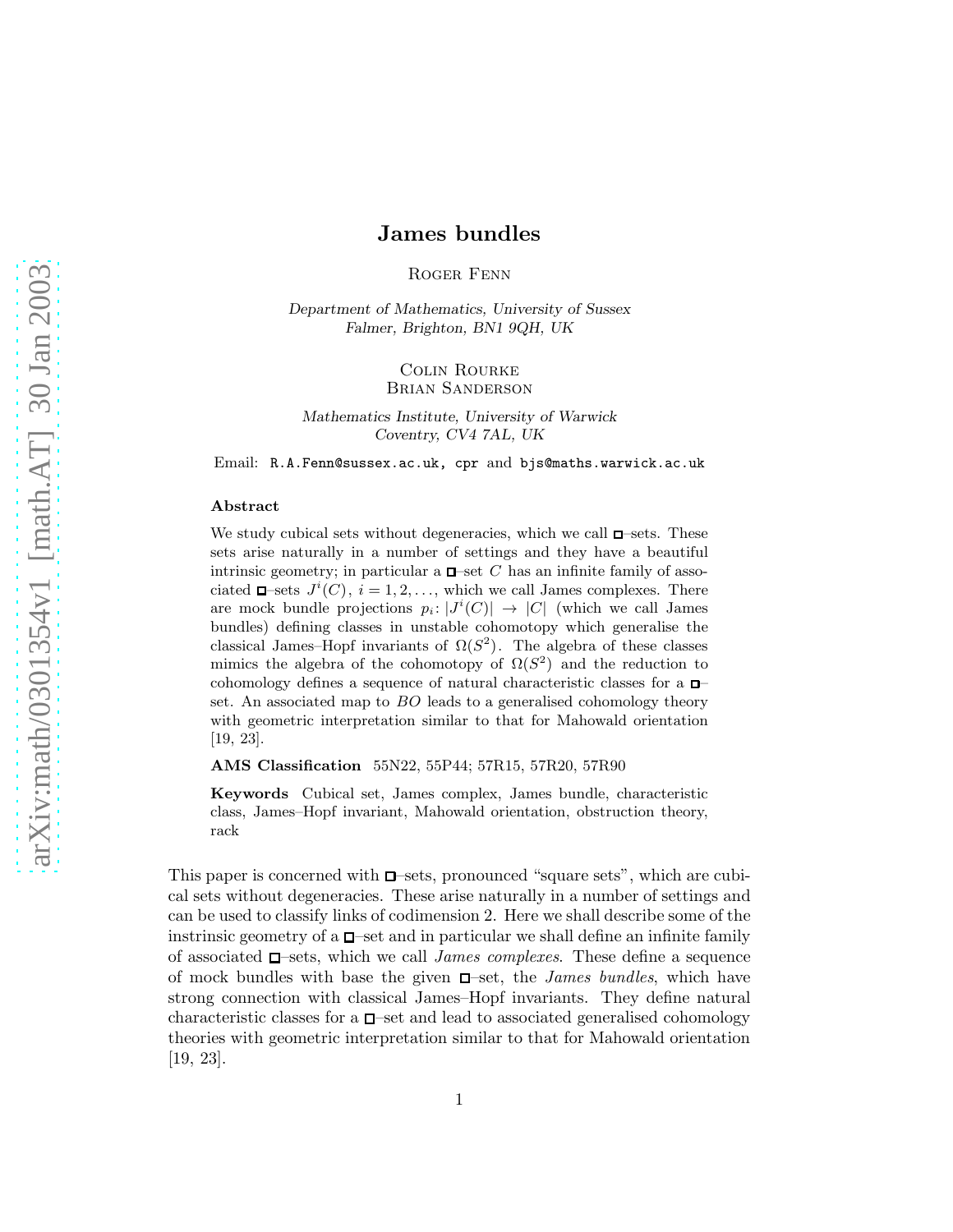# James bundles

Roger Fenn

*Department of Mathematics, University of Sussex*
*Falmer, Brighton, BN1 9QH, UK*

Colin Rourke
Brian Sanderson

*Mathematics Institute, University of Warwick*
*Coventry, CV4 7AL, UK*

Email: `R.A.Fenn@sussex.ac.uk, cpr` and `bjs@maths.warwick.ac.uk`

### Abstract

We study cubical sets without degeneracies, which we call □–sets. These sets arise naturally in a number of settings and they have a beautiful intrinsic geometry; in particular a □–set $C$ has an infinite family of associated □–sets $J^i(C)$, $i = 1, 2, \ldots$, which we call James complexes. There are mock bundle projections $p_i\colon |J^i(C)| \to |C|$ (which we call James bundles) defining classes in unstable cohomotopy which generalise the classical James–Hopf invariants of $\Omega(S^2)$. The algebra of these classes mimics the algebra of the cohomotopy of $\Omega(S^2)$ and the reduction to cohomology defines a sequence of natural characteristic classes for a □–set. An associated map to $BO$ leads to a generalised cohomology theory with geometric interpretation similar to that for Mahowald orientation [19, 23].

**AMS Classification** 55N22, 55P44; 57R15, 57R20, 57R90

**Keywords** Cubical set, James complex, James bundle, characteristic class, James–Hopf invariant, Mahowald orientation, obstruction theory, rack

This paper is concerned with □–sets, pronounced "square sets", which are cubical sets without degeneracies. These arise naturally in a number of settings and can be used to classify links of codimension 2. Here we shall describe some of the instrinsic geometry of a □–set and in particular we shall define an infinite family of associated □–sets, which we call *James complexes*. These define a sequence of mock bundles with base the given □–set, the *James bundles*, which have strong connection with classical James–Hopf invariants. They define natural characteristic classes for a □–set and lead to associated generalised cohomology theories with geometric interpretation similar to that for Mahowald orientation [19, 23].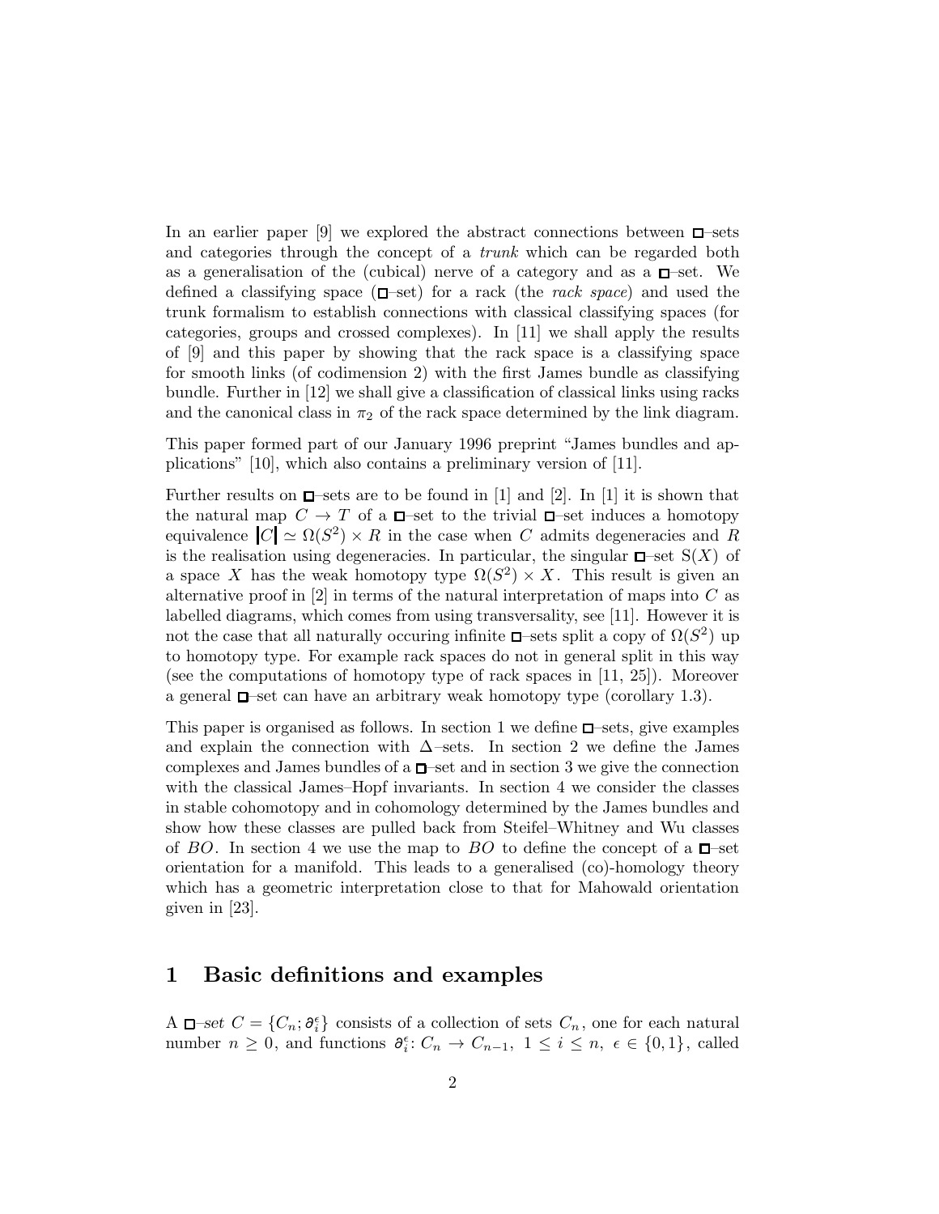In an earlier paper [9] we explored the abstract connections between $\square$–sets and categories through the concept of a *trunk* which can be regarded both as a generalisation of the (cubical) nerve of a category and as a $\square$–set. We defined a classifying space ($\square$–set) for a rack (the *rack space*) and used the trunk formalism to establish connections with classical classifying spaces (for categories, groups and crossed complexes). In [11] we shall apply the results of [9] and this paper by showing that the rack space is a classifying space for smooth links (of codimension 2) with the first James bundle as classifying bundle. Further in [12] we shall give a classification of classical links using racks and the canonical class in $\pi_2$ of the rack space determined by the link diagram.

This paper formed part of our January 1996 preprint "James bundles and applications" [10], which also contains a preliminary version of [11].

Further results on $\square$–sets are to be found in [1] and [2]. In [1] it is shown that the natural map $C \to T$ of a $\square$–set to the trivial $\square$–set induces a homotopy equivalence $|C| \simeq \Omega(S^2) \times R$ in the case when $C$ admits degeneracies and $R$ is the realisation using degeneracies. In particular, the singular $\square$–set $\mathrm{S}(X)$ of a space $X$ has the weak homotopy type $\Omega(S^2) \times X$. This result is given an alternative proof in [2] in terms of the natural interpretation of maps into $C$ as labelled diagrams, which comes from using transversality, see [11]. However it is not the case that all naturally occuring infinite $\square$–sets split a copy of $\Omega(S^2)$ up to homotopy type. For example rack spaces do not in general split in this way (see the computations of homotopy type of rack spaces in [11, 25]). Moreover a general $\square$–set can have an arbitrary weak homotopy type (corollary 1.3).

This paper is organised as follows. In section 1 we define $\square$–sets, give examples and explain the connection with $\Delta$–sets. In section 2 we define the James complexes and James bundles of a $\square$–set and in section 3 we give the connection with the classical James–Hopf invariants. In section 4 we consider the classes in stable cohomotopy and in cohomology determined by the James bundles and show how these classes are pulled back from Steifel–Whitney and Wu classes of $BO$. In section 4 we use the map to $BO$ to define the concept of a $\square$–set orientation for a manifold. This leads to a generalised (co)-homology theory which has a geometric interpretation close to that for Mahowald orientation given in [23].

## 1 Basic definitions and examples

A $\square$*–set* $C = \{C_n; \partial_i^\epsilon\}$ consists of a collection of sets $C_n$, one for each natural number $n \geq 0$, and functions $\partial_i^\epsilon\colon C_n \to C_{n-1},\ 1 \leq i \leq n,\ \epsilon \in \{0, 1\}$, called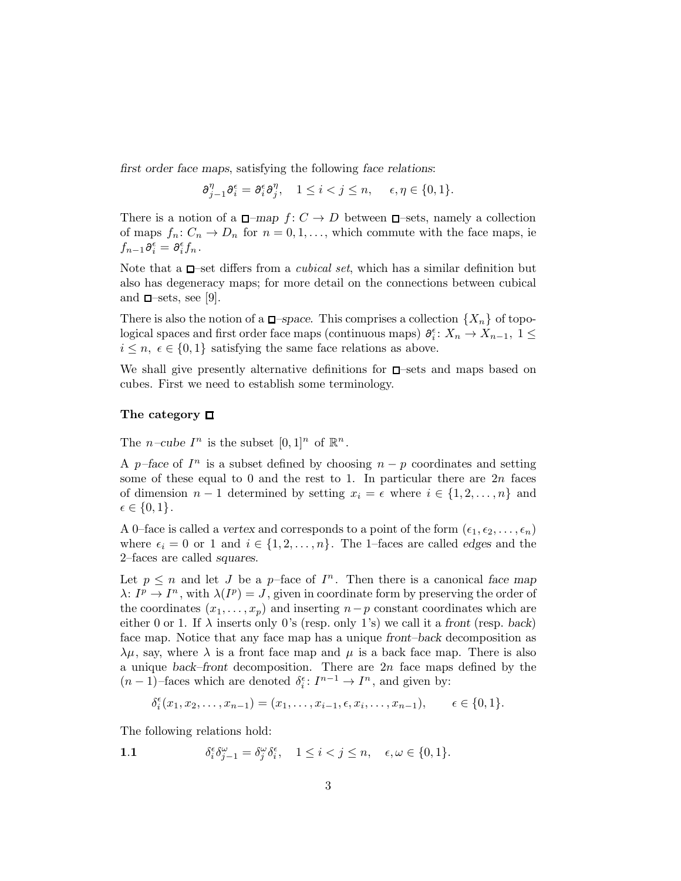*first order face maps*, satisfying the following *face relations*:

$$\partial^{\eta}_{j-1}\partial^{\epsilon}_{i} = \partial^{\epsilon}_{i}\partial^{\eta}_{j}, \quad 1 \leq i < j \leq n, \quad \epsilon, \eta \in \{0,1\}.$$

There is a notion of a $\square$*–map* $f\colon C \to D$ between $\square$–sets, namely a collection of maps $f_n\colon C_n \to D_n$ for $n = 0, 1, \ldots$, which commute with the face maps, ie $f_{n-1}\partial^{\epsilon}_{i} = \partial^{\epsilon}_{i} f_n$.

Note that a $\square$–set differs from a *cubical set*, which has a similar definition but also has degeneracy maps; for more detail on the connections between cubical and $\square$–sets, see [9].

There is also the notion of a $\square$*–space*. This comprises a collection $\{X_n\}$ of topological spaces and first order face maps (continuous maps) $\partial^{\epsilon}_{i}\colon X_n \to X_{n-1},\ 1 \leq i \leq n,\ \epsilon \in \{0,1\}$ satisfying the same face relations as above.

We shall give presently alternative definitions for $\square$–sets and maps based on cubes. First we need to establish some terminology.

### The category $\square$

The *$n$–cube* $I^n$ is the subset $[0,1]^n$ of $\mathbb{R}^n$.

A *$p$–face* of $I^n$ is a subset defined by choosing $n-p$ coordinates and setting some of these equal to 0 and the rest to 1. In particular there are $2n$ faces of dimension $n-1$ determined by setting $x_i = \epsilon$ where $i \in \{1, 2, \ldots, n\}$ and $\epsilon \in \{0,1\}$.

A 0–face is called a *vertex* and corresponds to a point of the form $(\epsilon_1, \epsilon_2, \ldots, \epsilon_n)$ where $\epsilon_i = 0$ or 1 and $i \in \{1, 2, \ldots, n\}$. The 1–faces are called *edges* and the 2–faces are called *squares*.

Let $p \leq n$ and let $J$ be a $p$–face of $I^n$. Then there is a canonical *face map* $\lambda\colon I^p \to I^n$, with $\lambda(I^p) = J$, given in coordinate form by preserving the order of the coordinates $(x_1, \ldots, x_p)$ and inserting $n-p$ constant coordinates which are either 0 or 1. If $\lambda$ inserts only 0's (resp. only 1's) we call it a *front* (resp. *back*) face map. Notice that any face map has a unique *front–back* decomposition as $\lambda\mu$, say, where $\lambda$ is a front face map and $\mu$ is a back face map. There is also a unique *back–front* decomposition. There are $2n$ face maps defined by the $(n-1)$–faces which are denoted $\delta^{\epsilon}_{i}\colon I^{n-1} \to I^n$, and given by:

$$\delta^{\epsilon}_{i}(x_1, x_2, \ldots, x_{n-1}) = (x_1, \ldots, x_{i-1}, \epsilon, x_i, \ldots, x_{n-1}), \qquad \epsilon \in \{0,1\}.$$

The following relations hold:

**1.1**
$$\delta^{\epsilon}_{i}\delta^{\omega}_{j-1} = \delta^{\omega}_{j}\delta^{\epsilon}_{i}, \quad 1 \leq i < j \leq n, \quad \epsilon, \omega \in \{0,1\}.$$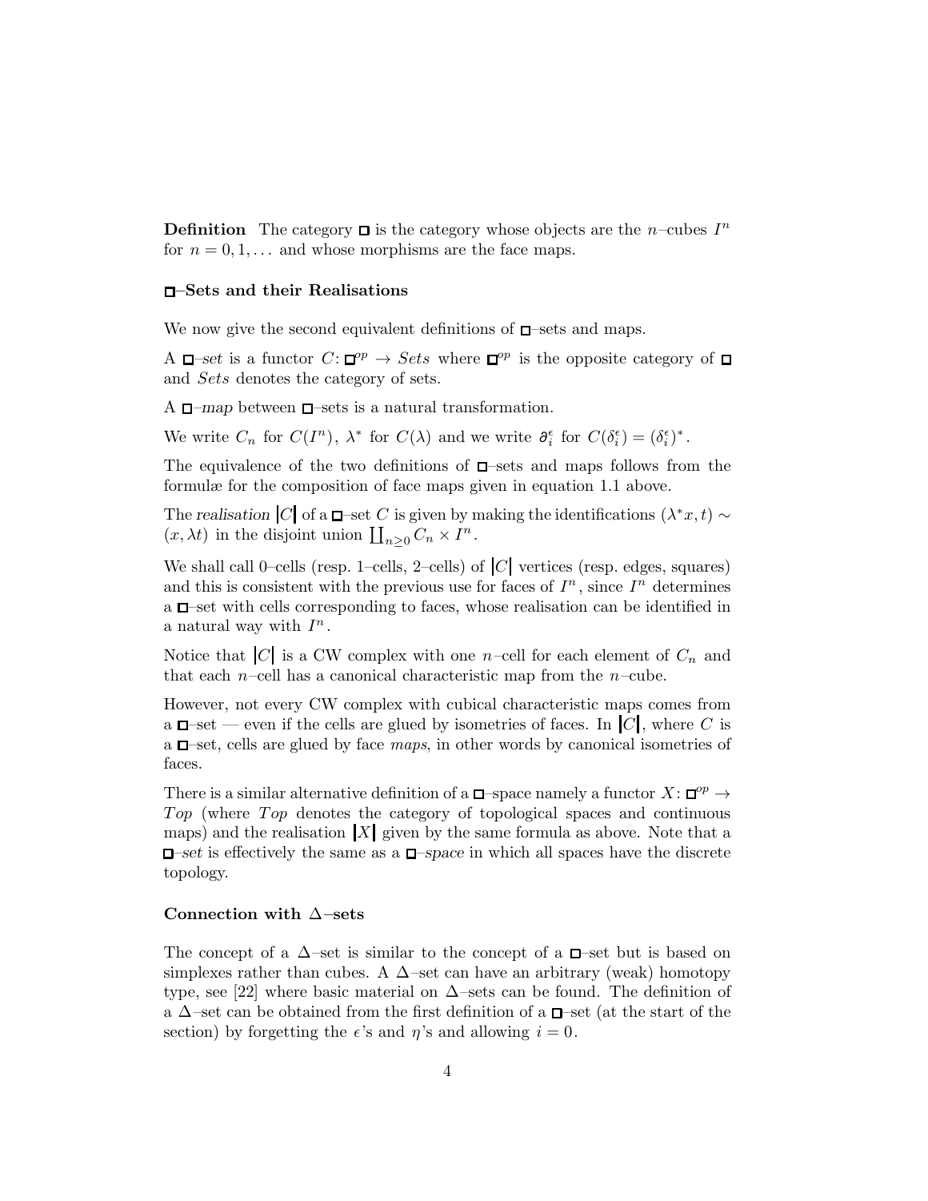**Definition** The category $\square$ is the category whose objects are the $n$–cubes $I^n$ for $n = 0, 1, \ldots$ and whose morphisms are the face maps.

### $\square$–Sets and their Realisations

We now give the second equivalent definitions of $\square$–sets and maps.

A *$\square$–set* is a functor $C \colon \square^{op} \to Sets$ where $\square^{op}$ is the opposite category of $\square$ and $Sets$ denotes the category of sets.

A *$\square$–map* between $\square$–sets is a natural transformation.

We write $C_n$ for $C(I^n)$, $\lambda^*$ for $C(\lambda)$ and we write $\partial_i^\epsilon$ for $C(\delta_i^\epsilon) = (\delta_i^\epsilon)^*$.

The equivalence of the two definitions of $\square$–sets and maps follows from the formulæ for the composition of face maps given in equation 1.1 above.

The *realisation* $|C|$ of a $\square$–set $C$ is given by making the identifications $(\lambda^* x, t) \sim (x, \lambda t)$ in the disjoint union $\coprod_{n \geq 0} C_n \times I^n$.

We shall call 0–cells (resp. 1–cells, 2–cells) of $|C|$ vertices (resp. edges, squares) and this is consistent with the previous use for faces of $I^n$, since $I^n$ determines a $\square$–set with cells corresponding to faces, whose realisation can be identified in a natural way with $I^n$.

Notice that $|C|$ is a CW complex with one $n$–cell for each element of $C_n$ and that each $n$–cell has a canonical characteristic map from the $n$–cube.

However, not every CW complex with cubical characteristic maps comes from a $\square$–set — even if the cells are glued by isometries of faces. In $|C|$, where $C$ is a $\square$–set, cells are glued by face *maps*, in other words by canonical isometries of faces.

There is a similar alternative definition of a $\square$–space namely a functor $X \colon \square^{op} \to Top$ (where $Top$ denotes the category of topological spaces and continuous maps) and the realisation $|X|$ given by the same formula as above. Note that a *$\square$–set* is effectively the same as a *$\square$–space* in which all spaces have the discrete topology.

### Connection with $\Delta$–sets

The concept of a $\Delta$–set is similar to the concept of a $\square$–set but is based on simplexes rather than cubes. A $\Delta$–set can have an arbitrary (weak) homotopy type, see [22] where basic material on $\Delta$–sets can be found. The definition of a $\Delta$–set can be obtained from the first definition of a $\square$–set (at the start of the section) by forgetting the $\epsilon$'s and $\eta$'s and allowing $i = 0$.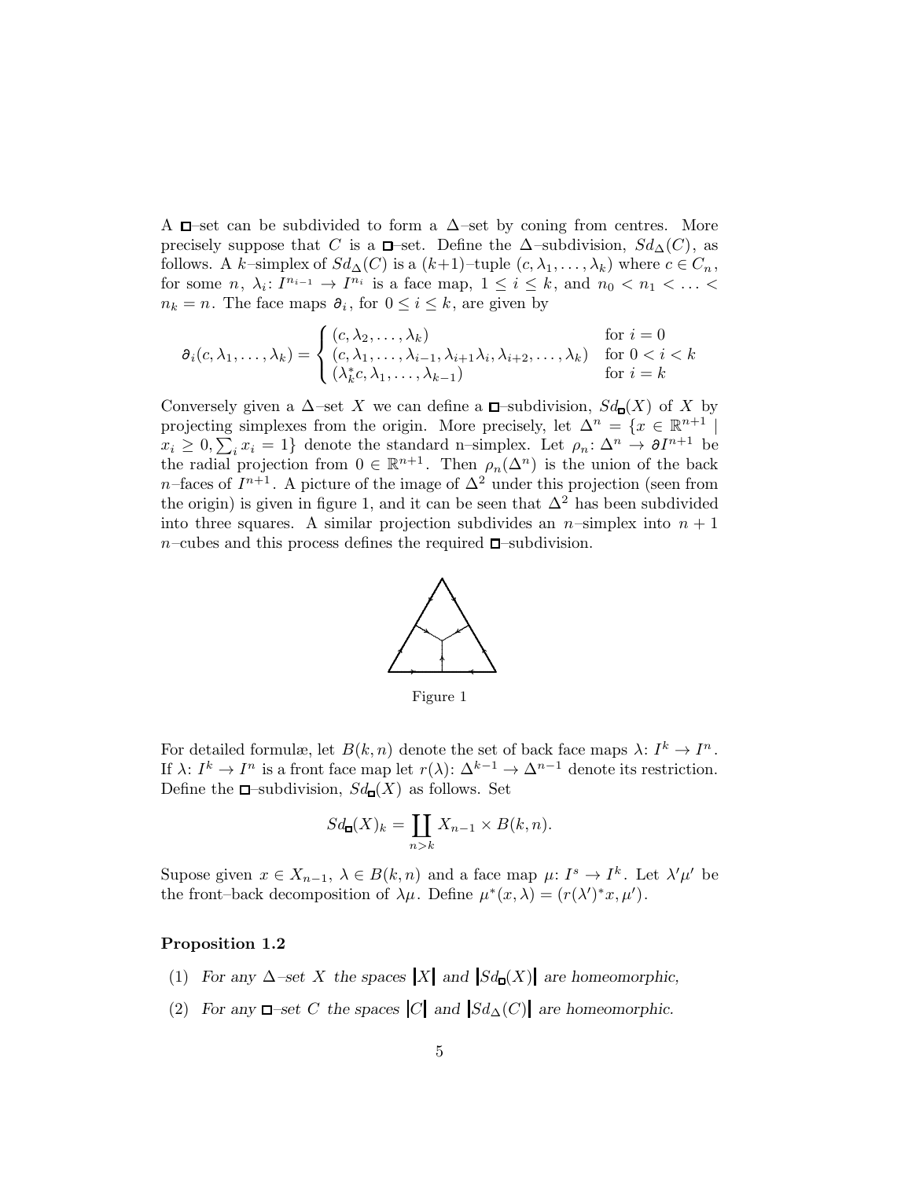A $\square$–set can be subdivided to form a $\Delta$–set by coning from centres. More precisely suppose that $C$ is a $\square$–set. Define the $\Delta$–subdivision, $Sd_\Delta(C)$, as follows. A $k$–simplex of $Sd_\Delta(C)$ is a $(k+1)$–tuple $(c, \lambda_1, \ldots, \lambda_k)$ where $c \in C_n$, for some $n$, $\lambda_i \colon I^{n_{i-1}} \to I^{n_i}$ is a face map, $1 \le i \le k$, and $n_0 < n_1 < \ldots < n_k = n$. The face maps $\partial_i$, for $0 \le i \le k$, are given by

$$\partial_i(c, \lambda_1, \ldots, \lambda_k) = \begin{cases} (c, \lambda_2, \ldots, \lambda_k) & \text{for } i = 0 \\ (c, \lambda_1, \ldots, \lambda_{i-1}, \lambda_{i+1}\lambda_i, \lambda_{i+2}, \ldots, \lambda_k) & \text{for } 0 < i < k \\ (\lambda_k^* c, \lambda_1, \ldots, \lambda_{k-1}) & \text{for } i = k \end{cases}$$

Conversely given a $\Delta$–set $X$ we can define a $\square$–subdivision, $Sd_\square(X)$ of $X$ by projecting simplexes from the origin. More precisely, let $\Delta^n = \{x \in \mathbb{R}^{n+1} \mid x_i \ge 0, \sum_i x_i = 1\}$ denote the standard n–simplex. Let $\rho_n \colon \Delta^n \to \partial I^{n+1}$ be the radial projection from $0 \in \mathbb{R}^{n+1}$. Then $\rho_n(\Delta^n)$ is the union of the back $n$–faces of $I^{n+1}$. A picture of the image of $\Delta^2$ under this projection (seen from the origin) is given in figure 1, and it can be seen that $\Delta^2$ has been subdivided into three squares. A similar projection subdivides an $n$–simplex into $n+1$ $n$–cubes and this process defines the required $\square$–subdivision.

Figure 1

For detailed formulæ, let $B(k, n)$ denote the set of back face maps $\lambda \colon I^k \to I^n$. If $\lambda \colon I^k \to I^n$ is a front face map let $r(\lambda) \colon \Delta^{k-1} \to \Delta^{n-1}$ denote its restriction. Define the $\square$–subdivision, $Sd_\square(X)$ as follows. Set

$$Sd_\square(X)_k = \coprod_{n > k} X_{n-1} \times B(k, n).$$

Supose given $x \in X_{n-1}$, $\lambda \in B(k, n)$ and a face map $\mu \colon I^s \to I^k$. Let $\lambda'\mu'$ be the front–back decomposition of $\lambda\mu$. Define $\mu^*(x, \lambda) = (r(\lambda')^* x, \mu')$.

**Proposition 1.2**

1. *For any $\Delta$–set $X$ the spaces $|X|$ and $|Sd_\square(X)|$ are homeomorphic,*
2. *For any $\square$–set $C$ the spaces $|C|$ and $|Sd_\Delta(C)|$ are homeomorphic.*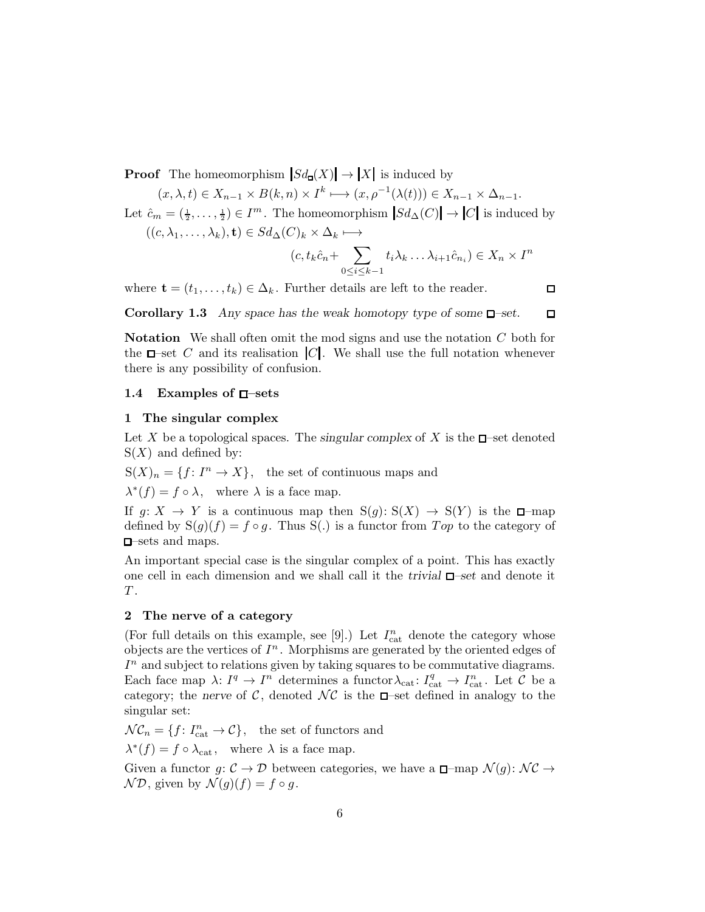**Proof** The homeomorphism $|Sd_{\square}(X)| \to |X|$ is induced by

$$(x, \lambda, t) \in X_{n-1} \times B(k,n) \times I^k \longmapsto (x, \rho^{-1}(\lambda(t))) \in X_{n-1} \times \Delta_{n-1}.$$

Let $\hat{c}_m = (\frac{1}{2}, \ldots, \frac{1}{2}) \in I^m$. The homeomorphism $|Sd_{\Delta}(C)| \to |C|$ is induced by

$$((c, \lambda_1, \ldots, \lambda_k), \mathbf{t}) \in Sd_{\Delta}(C)_k \times \Delta_k \longmapsto$$

$$(c, t_k\hat{c}_n + \sum_{0 \le i \le k-1} t_i \lambda_k \ldots \lambda_{i+1} \hat{c}_{n_i}) \in X_n \times I^n$$

where $\mathbf{t} = (t_1, \ldots, t_k) \in \Delta_k$. Further details are left to the reader. □

**Corollary 1.3** *Any space has the weak homotopy type of some □–set.* □

**Notation** We shall often omit the mod signs and use the notation $C$ both for the □–set $C$ and its realisation $|C|$. We shall use the full notation whenever there is any possibility of confusion.

### 1.4 Examples of □–sets

#### 1 The singular complex

Let $X$ be a topological spaces. The *singular complex* of $X$ is the □–set denoted $\mathrm{S}(X)$ and defined by:

$\mathrm{S}(X)_n = \{f \colon I^n \to X\}$, the set of continuous maps and

$\lambda^*(f) = f \circ \lambda$, where $\lambda$ is a face map.

If $g \colon X \to Y$ is a continuous map then $\mathrm{S}(g) \colon \mathrm{S}(X) \to \mathrm{S}(Y)$ is the □–map defined by $\mathrm{S}(g)(f) = f \circ g$. Thus $\mathrm{S}(.)$ is a functor from $Top$ to the category of □–sets and maps.

An important special case is the singular complex of a point. This has exactly one cell in each dimension and we shall call it the *trivial □–set* and denote it $T$.

#### 2 The nerve of a category

(For full details on this example, see [9].) Let $I^n_{\mathrm{cat}}$ denote the category whose objects are the vertices of $I^n$. Morphisms are generated by the oriented edges of $I^n$ and subject to relations given by taking squares to be commutative diagrams. Each face map $\lambda \colon I^q \to I^n$ determines a functor $\lambda_{\mathrm{cat}} \colon I^q_{\mathrm{cat}} \to I^n_{\mathrm{cat}}$. Let $\mathcal{C}$ be a category; the *nerve* of $\mathcal{C}$, denoted $\mathcal{NC}$ is the □–set defined in analogy to the singular set:

$\mathcal{NC}_n = \{f \colon I^n_{\mathrm{cat}} \to \mathcal{C}\}$, the set of functors and

$\lambda^*(f) = f \circ \lambda_{\mathrm{cat}}$, where $\lambda$ is a face map.

Given a functor $g \colon \mathcal{C} \to \mathcal{D}$ between categories, we have a □–map $\mathcal{N}(g) \colon \mathcal{NC} \to \mathcal{ND}$, given by $\mathcal{N}(g)(f) = f \circ g$.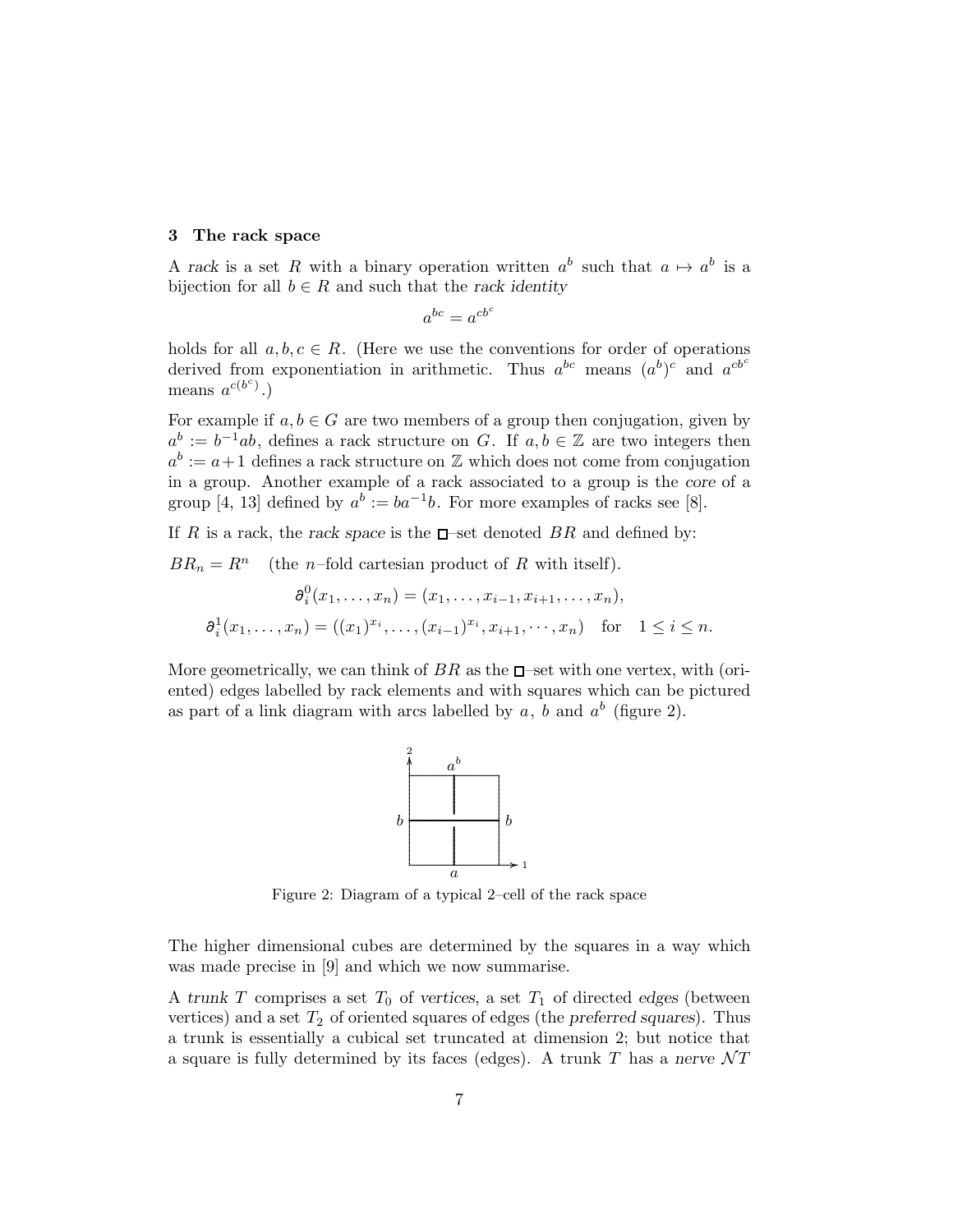## 3 The rack space

A *rack* is a set $R$ with a binary operation written $a^b$ such that $a \mapsto a^b$ is a bijection for all $b \in R$ and such that the *rack identity*

$$a^{bc} = a^{cb^c}$$

holds for all $a, b, c \in R$. (Here we use the conventions for order of operations derived from exponentiation in arithmetic. Thus $a^{bc}$ means $(a^b)^c$ and $a^{cb^c}$ means $a^{c(b^c)}$.)

For example if $a, b \in G$ are two members of a group then conjugation, given by $a^b := b^{-1}ab$, defines a rack structure on $G$. If $a, b \in \mathbb{Z}$ are two integers then $a^b := a+1$ defines a rack structure on $\mathbb{Z}$ which does not come from conjugation in a group. Another example of a rack associated to a group is the *core* of a group [4, 13] defined by $a^b := ba^{-1}b$. For more examples of racks see [8].

If $R$ is a rack, the *rack space* is the $\square$–set denoted $BR$ and defined by:

$BR_n = R^n$ (the $n$–fold cartesian product of $R$ with itself).

$$\partial_i^0(x_1, \ldots, x_n) = (x_1, \ldots, x_{i-1}, x_{i+1}, \ldots, x_n),$$

$$\partial_i^1(x_1, \ldots, x_n) = ((x_1)^{x_i}, \ldots, (x_{i-1})^{x_i}, x_{i+1}, \cdots, x_n) \quad \text{for} \quad 1 \le i \le n.$$

More geometrically, we can think of $BR$ as the $\square$–set with one vertex, with (oriented) edges labelled by rack elements and with squares which can be pictured as part of a link diagram with arcs labelled by $a$, $b$ and $a^b$ (figure 2).

Figure 2: Diagram of a typical 2–cell of the rack space

The higher dimensional cubes are determined by the squares in a way which was made precise in [9] and which we now summarise.

A *trunk* $T$ comprises a set $T_0$ of *vertices*, a set $T_1$ of directed *edges* (between vertices) and a set $T_2$ of oriented squares of edges (the *preferred squares*). Thus a trunk is essentially a cubical set truncated at dimension 2; but notice that a square is fully determined by its faces (edges). A trunk $T$ has a *nerve* $\mathcal{N}T$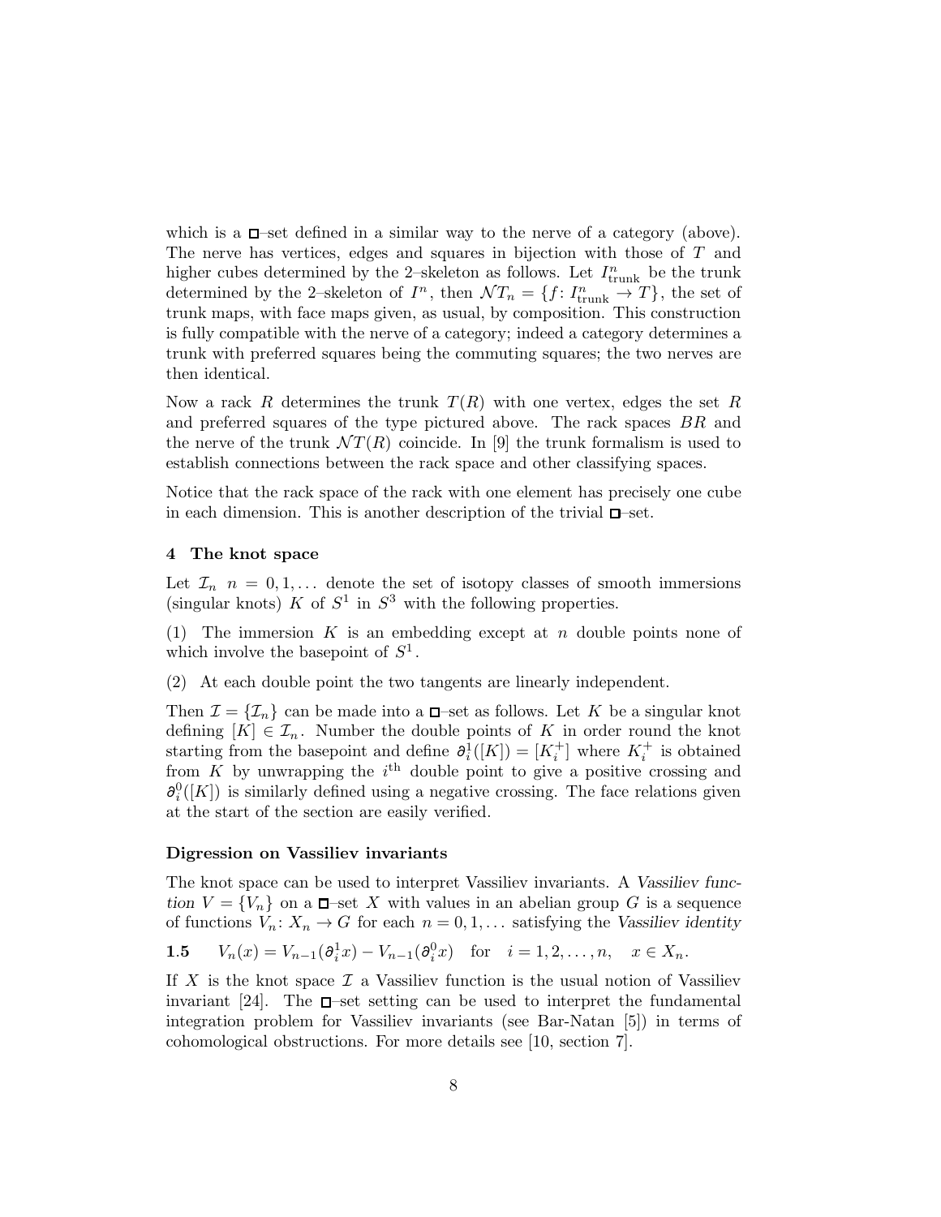which is a $\square$–set defined in a similar way to the nerve of a category (above). The nerve has vertices, edges and squares in bijection with those of $T$ and higher cubes determined by the 2–skeleton as follows. Let $I^n_{\text{trunk}}$ be the trunk determined by the 2–skeleton of $I^n$, then $\mathcal{N}T_n = \{f\colon I^n_{\text{trunk}} \to T\}$, the set of trunk maps, with face maps given, as usual, by composition. This construction is fully compatible with the nerve of a category; indeed a category determines a trunk with preferred squares being the commuting squares; the two nerves are then identical.

Now a rack $R$ determines the trunk $T(R)$ with one vertex, edges the set $R$ and preferred squares of the type pictured above. The rack spaces $BR$ and the nerve of the trunk $\mathcal{N}T(R)$ coincide. In [9] the trunk formalism is used to establish connections between the rack space and other classifying spaces.

Notice that the rack space of the rack with one element has precisely one cube in each dimension. This is another description of the trivial $\square$–set.

## 4 The knot space

Let $\mathcal{I}_n$ $n = 0, 1, \ldots$ denote the set of isotopy classes of smooth immersions (singular knots) $K$ of $S^1$ in $S^3$ with the following properties.

(1) The immersion $K$ is an embedding except at $n$ double points none of which involve the basepoint of $S^1$.

(2) At each double point the two tangents are linearly independent.

Then $\mathcal{I} = \{\mathcal{I}_n\}$ can be made into a $\square$–set as follows. Let $K$ be a singular knot defining $[K] \in \mathcal{I}_n$. Number the double points of $K$ in order round the knot starting from the basepoint and define $\partial^1_i([K]) = [K^+_i]$ where $K^+_i$ is obtained from $K$ by unwrapping the $i^{\text{th}}$ double point to give a positive crossing and $\partial^0_i([K])$ is similarly defined using a negative crossing. The face relations given at the start of the section are easily verified.

### Digression on Vassiliev invariants

The knot space can be used to interpret Vassiliev invariants. A *Vassiliev function* $V = \{V_n\}$ on a $\square$–set $X$ with values in an abelian group $G$ is a sequence of functions $V_n\colon X_n \to G$ for each $n = 0, 1, \ldots$ satisfying the *Vassiliev identity*

$$\textbf{1.5} \qquad V_n(x) = V_{n-1}(\partial^1_i x) - V_{n-1}(\partial^0_i x) \quad \text{for} \quad i = 1, 2, \ldots, n, \quad x \in X_n.$$

If $X$ is the knot space $\mathcal{I}$ a Vassiliev function is the usual notion of Vassiliev invariant [24]. The $\square$–set setting can be used to interpret the fundamental integration problem for Vassiliev invariants (see Bar-Natan [5]) in terms of cohomological obstructions. For more details see [10, section 7].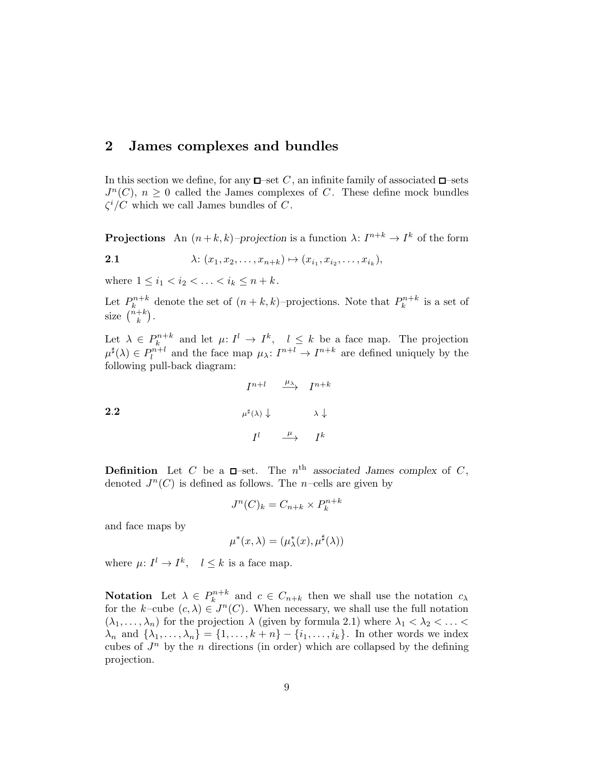## 2 James complexes and bundles

In this section we define, for any $\square$–set $C$, an infinite family of associated $\square$–sets $J^n(C)$, $n \geq 0$ called the James complexes of $C$. These define mock bundles $\zeta^i/C$ which we call James bundles of $C$.

**Projections** An $(n+k,k)$*–projection* is a function $\lambda\colon I^{n+k} \to I^k$ of the form

**2.1** $$\lambda\colon (x_1, x_2, \ldots, x_{n+k}) \mapsto (x_{i_1}, x_{i_2}, \ldots, x_{i_k}),$$

where $1 \leq i_1 < i_2 < \ldots < i_k \leq n+k$.

Let $P_k^{n+k}$ denote the set of $(n+k,k)$–projections. Note that $P_k^{n+k}$ is a set of size $\binom{n+k}{k}$.

Let $\lambda \in P_k^{n+k}$ and let $\mu\colon I^l \to I^k$, $\quad l \leq k$ be a face map. The projection $\mu^\sharp(\lambda) \in P_l^{n+l}$ and the face map $\mu_\lambda\colon I^{n+l} \to I^{n+k}$ are defined uniquely by the following pull-back diagram:

**2.2**
$$\begin{array}{ccc} I^{n+l} & \xrightarrow{\mu_\lambda} & I^{n+k} \\ \mu^\sharp(\lambda) \downarrow & & \lambda \downarrow \\ I^l & \xrightarrow{\mu} & I^k \end{array}$$

**Definition** Let $C$ be a $\square$–set. The $n^{\text{th}}$ *associated James complex* of $C$, denoted $J^n(C)$ is defined as follows. The $n$–cells are given by

$$J^n(C)_k = C_{n+k} \times P_k^{n+k}$$

and face maps by

$$\mu^*(x,\lambda) = (\mu_\lambda^*(x), \mu^\sharp(\lambda))$$

where $\mu\colon I^l \to I^k$, $\quad l \leq k$ is a face map.

**Notation** Let $\lambda \in P_k^{n+k}$ and $c \in C_{n+k}$ then we shall use the notation $c_\lambda$ for the $k$–cube $(c,\lambda) \in J^n(C)$. When necessary, we shall use the full notation $(\lambda_1, \ldots, \lambda_n)$ for the projection $\lambda$ (given by formula 2.1) where $\lambda_1 < \lambda_2 < \ldots < \lambda_n$ and $\{\lambda_1, \ldots, \lambda_n\} = \{1, \ldots, k+n\} - \{i_1, \ldots, i_k\}$. In other words we index cubes of $J^n$ by the $n$ directions (in order) which are collapsed by the defining projection.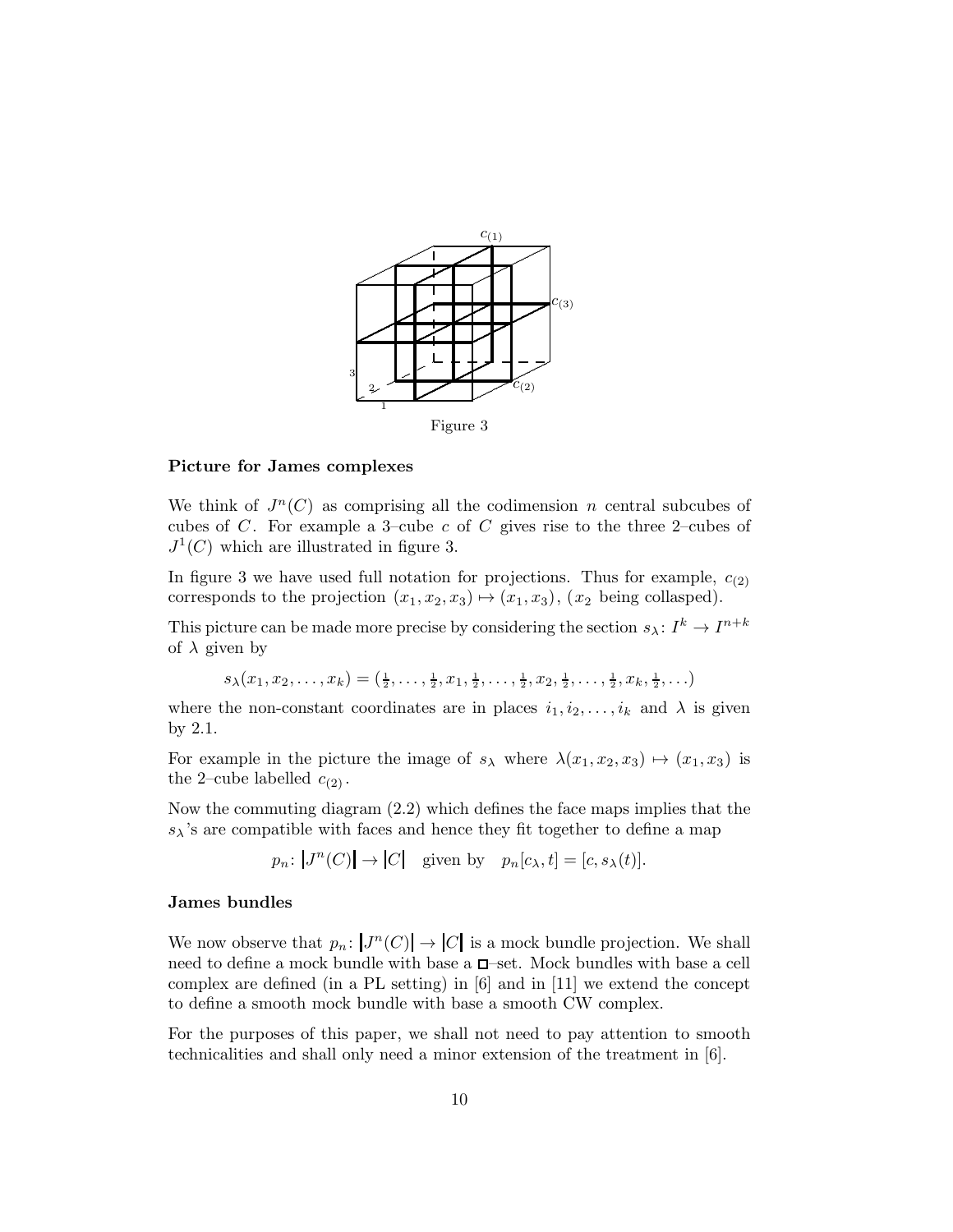Figure 3

**Picture for James complexes**

We think of $J^n(C)$ as comprising all the codimension $n$ central subcubes of cubes of $C$. For example a 3–cube $c$ of $C$ gives rise to the three 2–cubes of $J^1(C)$ which are illustrated in figure 3.

In figure 3 we have used full notation for projections. Thus for example, $c_{(2)}$ corresponds to the projection $(x_1, x_2, x_3) \mapsto (x_1, x_3)$, ($x_2$ being collasped).

This picture can be made more precise by considering the section $s_\lambda \colon I^k \to I^{n+k}$ of $\lambda$ given by

$$s_\lambda(x_1, x_2, \ldots, x_k) = (\tfrac{1}{2}, \ldots, \tfrac{1}{2}, x_1, \tfrac{1}{2}, \ldots, \tfrac{1}{2}, x_2, \tfrac{1}{2}, \ldots, \tfrac{1}{2}, x_k, \tfrac{1}{2}, \ldots)$$

where the non-constant coordinates are in places $i_1, i_2, \ldots, i_k$ and $\lambda$ is given by 2.1.

For example in the picture the image of $s_\lambda$ where $\lambda(x_1, x_2, x_3) \mapsto (x_1, x_3)$ is the 2–cube labelled $c_{(2)}$.

Now the commuting diagram (2.2) which defines the face maps implies that the $s_\lambda$'s are compatible with faces and hence they fit together to define a map

$$p_n \colon |J^n(C)| \to |C| \quad \text{given by} \quad p_n[c_\lambda, t] = [c, s_\lambda(t)].$$

**James bundles**

We now observe that $p_n \colon |J^n(C)| \to |C|$ is a mock bundle projection. We shall need to define a mock bundle with base a $\square$–set. Mock bundles with base a cell complex are defined (in a PL setting) in [6] and in [11] we extend the concept to define a smooth mock bundle with base a smooth CW complex.

For the purposes of this paper, we shall not need to pay attention to smooth technicalities and shall only need a minor extension of the treatment in [6].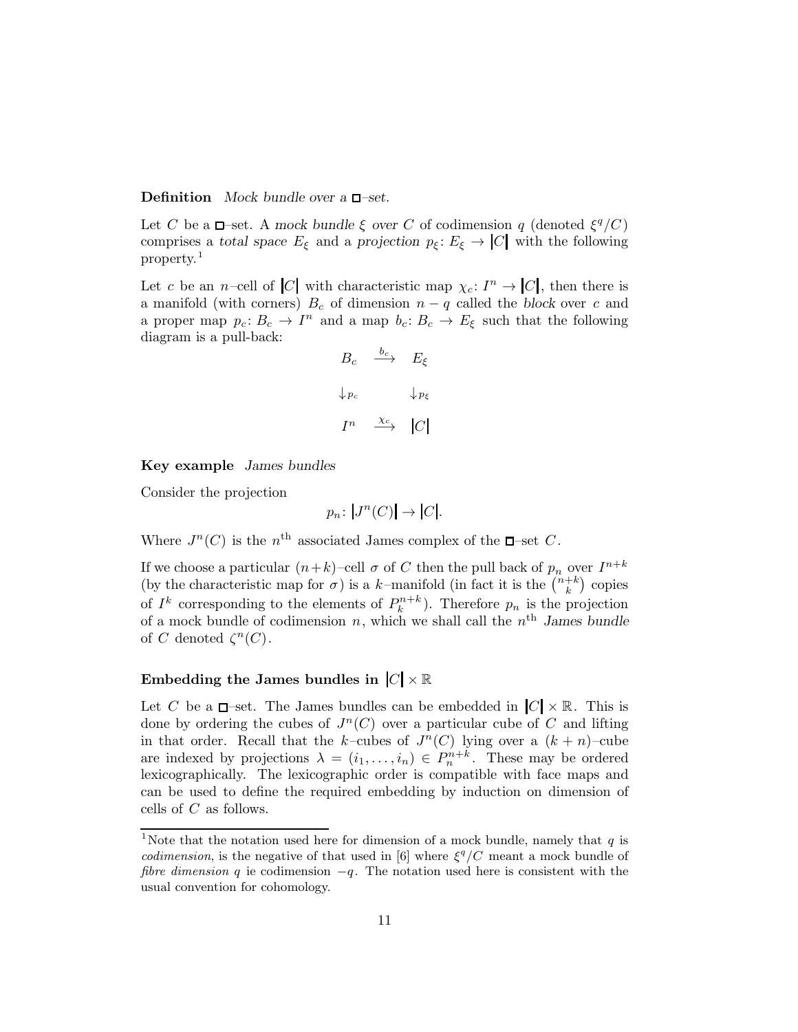**Definition** *Mock bundle over a* $\square$*–set.*

Let $C$ be a $\square$–set. A *mock bundle* $\xi$ *over* $C$ of codimension $q$ (denoted $\xi^q/C$) comprises a *total space* $E_\xi$ and a *projection* $p_\xi\colon E_\xi \to |C|$ with the following property.[1]

Let $c$ be an $n$–cell of $|C|$ with characteristic map $\chi_c\colon I^n \to |C|$, then there is a manifold (with corners) $B_c$ of dimension $n-q$ called the *block* over $c$ and a proper map $p_c\colon B_c \to I^n$ and a map $b_c\colon B_c \to E_\xi$ such that the following diagram is a pull-back:

$$
\begin{array}{ccc}
B_c & \xrightarrow{b_c} & E_\xi \\
\downarrow p_c & & \downarrow p_\xi \\
I^n & \xrightarrow{\chi_c} & |C|
\end{array}
$$

**Key example** *James bundles*

Consider the projection

$$p_n\colon |J^n(C)| \to |C|.$$

Where $J^n(C)$ is the $n^{\text{th}}$ associated James complex of the $\square$–set $C$.

If we choose a particular $(n+k)$–cell $\sigma$ of $C$ then the pull back of $p_n$ over $I^{n+k}$ (by the characteristic map for $\sigma$) is a $k$–manifold (in fact it is the $\binom{n+k}{k}$ copies of $I^k$ corresponding to the elements of $P^{n+k}_k$). Therefore $p_n$ is the projection of a mock bundle of codimension $n$, which we shall call the $n^{\text{th}}$ *James bundle* of $C$ denoted $\zeta^n(C)$.

### Embedding the James bundles in $|C| \times \mathbb{R}$

Let $C$ be a $\square$–set. The James bundles can be embedded in $|C| \times \mathbb{R}$. This is done by ordering the cubes of $J^n(C)$ over a particular cube of $C$ and lifting in that order. Recall that the $k$–cubes of $J^n(C)$ lying over a $(k+n)$–cube are indexed by projections $\lambda = (i_1, \ldots, i_n) \in P^{n+k}_n$. These may be ordered lexicographically. The lexicographic order is compatible with face maps and can be used to define the required embedding by induction on dimension of cells of $C$ as follows.

---

[1] Note that the notation used here for dimension of a mock bundle, namely that $q$ is *codimension*, is the negative of that used in [6] where $\xi^q/C$ meant a mock bundle of *fibre dimension* $q$ ie codimension $-q$. The notation used here is consistent with the usual convention for cohomology.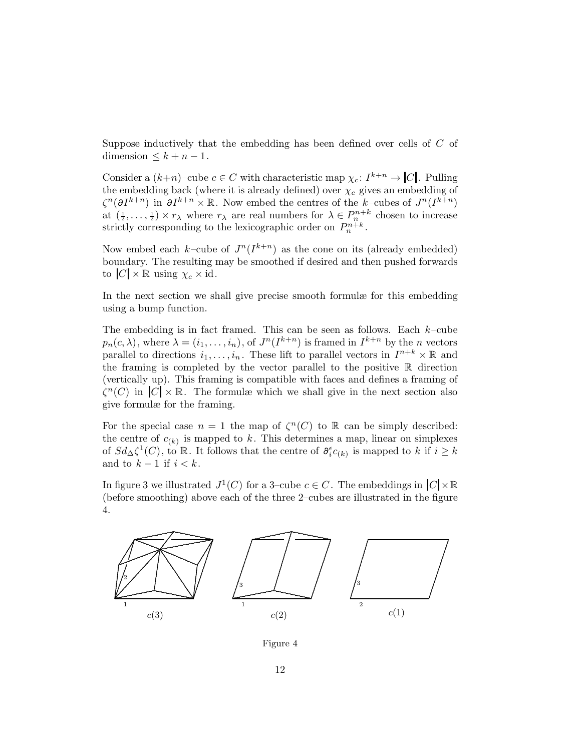Suppose inductively that the embedding has been defined over cells of $C$ of dimension $\leq k+n-1$.

Consider a $(k+n)$–cube $c \in C$ with characteristic map $\chi_c \colon I^{k+n} \to |C|$. Pulling the embedding back (where it is already defined) over $\chi_c$ gives an embedding of $\zeta^n(\partial I^{k+n})$ in $\partial I^{k+n} \times \mathbb{R}$. Now embed the centres of the $k$–cubes of $J^n(I^{k+n})$ at $(\frac{1}{2}, \ldots, \frac{1}{2}) \times r_\lambda$ where $r_\lambda$ are real numbers for $\lambda \in P_n^{n+k}$ chosen to increase strictly corresponding to the lexicographic order on $P_n^{n+k}$.

Now embed each $k$–cube of $J^n(I^{k+n})$ as the cone on its (already embedded) boundary. The resulting may be smoothed if desired and then pushed forwards to $|C| \times \mathbb{R}$ using $\chi_c \times \mathrm{id}$.

In the next section we shall give precise smooth formulæ for this embedding using a bump function.

The embedding is in fact framed. This can be seen as follows. Each $k$–cube $p_n(c, \lambda)$, where $\lambda = (i_1, \ldots, i_n)$, of $J^n(I^{k+n})$ is framed in $I^{k+n}$ by the $n$ vectors parallel to directions $i_1, \ldots, i_n$. These lift to parallel vectors in $I^{n+k} \times \mathbb{R}$ and the framing is completed by the vector parallel to the positive $\mathbb{R}$ direction (vertically up). This framing is compatible with faces and defines a framing of $\zeta^n(C)$ in $|C| \times \mathbb{R}$. The formulæ which we shall give in the next section also give formulæ for the framing.

For the special case $n = 1$ the map of $\zeta^n(C)$ to $\mathbb{R}$ can be simply described: the centre of $c_{(k)}$ is mapped to $k$. This determines a map, linear on simplexes of $Sd_\Delta \zeta^1(C)$, to $\mathbb{R}$. It follows that the centre of $\partial_i^\epsilon c_{(k)}$ is mapped to $k$ if $i \geq k$ and to $k-1$ if $i < k$.

In figure 3 we illustrated $J^1(C)$ for a 3–cube $c \in C$. The embeddings in $|C| \times \mathbb{R}$ (before smoothing) above each of the three 2–cubes are illustrated in the figure 4.

Figure 4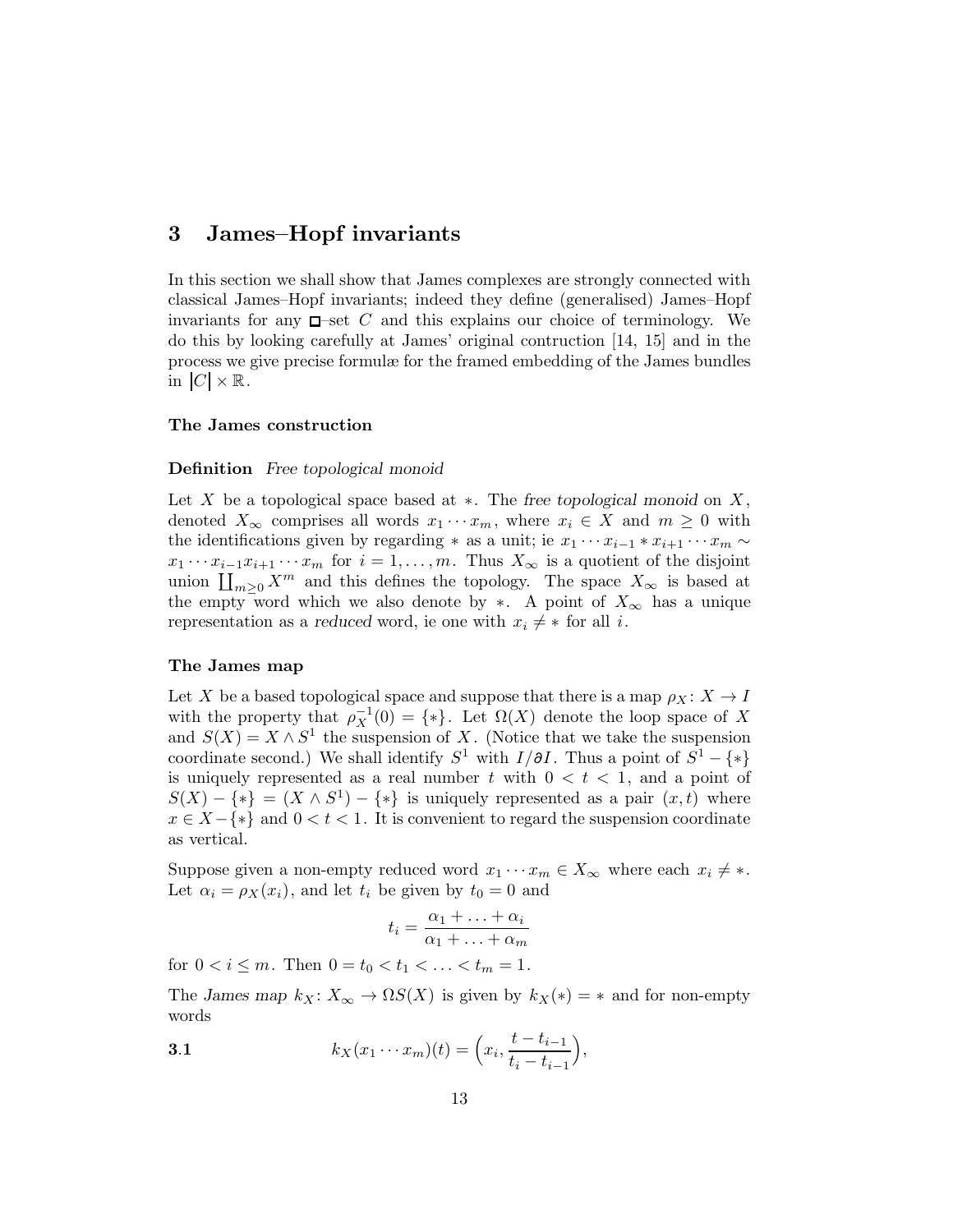## 3 James–Hopf invariants

In this section we shall show that James complexes are strongly connected with classical James–Hopf invariants; indeed they define (generalised) James–Hopf invariants for any $\square$–set $C$ and this explains our choice of terminology. We do this by looking carefully at James' original contruction [14, 15] and in the process we give precise formulæ for the framed embedding of the James bundles in $|C| \times \mathbb{R}$.

### The James construction

**Definition** *Free topological monoid*

Let $X$ be a topological space based at $*$. The *free topological monoid* on $X$, denoted $X_\infty$ comprises all words $x_1 \cdots x_m$, where $x_i \in X$ and $m \geq 0$ with the identifications given by regarding $*$ as a unit; ie $x_1 \cdots x_{i-1} * x_{i+1} \cdots x_m \sim x_1 \cdots x_{i-1} x_{i+1} \cdots x_m$ for $i = 1, \ldots, m$. Thus $X_\infty$ is a quotient of the disjoint union $\coprod_{m \geq 0} X^m$ and this defines the topology. The space $X_\infty$ is based at the empty word which we also denote by $*$. A point of $X_\infty$ has a unique representation as a *reduced* word, ie one with $x_i \neq *$ for all $i$.

### The James map

Let $X$ be a based topological space and suppose that there is a map $\rho_X \colon X \to I$ with the property that $\rho_X^{-1}(0) = \{*\}$. Let $\Omega(X)$ denote the loop space of $X$ and $S(X) = X \wedge S^1$ the suspension of $X$. (Notice that we take the suspension coordinate second.) We shall identify $S^1$ with $I/\partial I$. Thus a point of $S^1 - \{*\}$ is uniquely represented as a real number $t$ with $0 < t < 1$, and a point of $S(X) - \{*\} = (X \wedge S^1) - \{*\}$ is uniquely represented as a pair $(x, t)$ where $x \in X - \{*\}$ and $0 < t < 1$. It is convenient to regard the suspension coordinate as vertical.

Suppose given a non-empty reduced word $x_1 \cdots x_m \in X_\infty$ where each $x_i \neq *$. Let $\alpha_i = \rho_X(x_i)$, and let $t_i$ be given by $t_0 = 0$ and

$$t_i = \frac{\alpha_1 + \ldots + \alpha_i}{\alpha_1 + \ldots + \alpha_m}$$

for $0 < i \leq m$. Then $0 = t_0 < t_1 < \ldots < t_m = 1$.

The *James map* $k_X \colon X_\infty \to \Omega S(X)$ is given by $k_X(*) = *$ and for non-empty words

**3.1**
$$k_X(x_1 \cdots x_m)(t) = \Big(x_i, \frac{t - t_{i-1}}{t_i - t_{i-1}}\Big),$$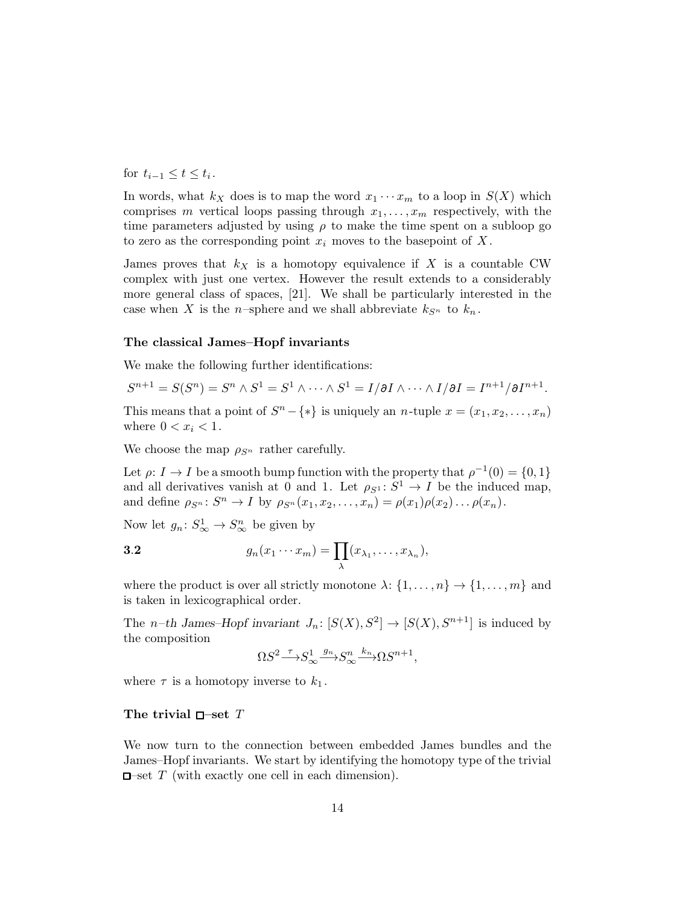for $t_{i-1} \leq t \leq t_i$.

In words, what $k_X$ does is to map the word $x_1 \cdots x_m$ to a loop in $S(X)$ which comprises $m$ vertical loops passing through $x_1, \ldots, x_m$ respectively, with the time parameters adjusted by using $\rho$ to make the time spent on a subloop go to zero as the corresponding point $x_i$ moves to the basepoint of $X$.

James proves that $k_X$ is a homotopy equivalence if $X$ is a countable CW complex with just one vertex. However the result extends to a considerably more general class of spaces, [21]. We shall be particularly interested in the case when $X$ is the $n$–sphere and we shall abbreviate $k_{S^n}$ to $k_n$.

### The classical James–Hopf invariants

We make the following further identifications:

$$S^{n+1} = S(S^n) = S^n \wedge S^1 = S^1 \wedge \cdots \wedge S^1 = I/\partial I \wedge \cdots \wedge I/\partial I = I^{n+1}/\partial I^{n+1}.$$

This means that a point of $S^n - \{*\}$ is uniquely an $n$-tuple $x = (x_1, x_2, \ldots, x_n)$ where $0 < x_i < 1$.

We choose the map $\rho_{S^n}$ rather carefully.

Let $\rho\colon I \to I$ be a smooth bump function with the property that $\rho^{-1}(0) = \{0, 1\}$ and all derivatives vanish at 0 and 1. Let $\rho_{S^1}\colon S^1 \to I$ be the induced map, and define $\rho_{S^n}\colon S^n \to I$ by $\rho_{S^n}(x_1, x_2, \ldots, x_n) = \rho(x_1)\rho(x_2)\ldots\rho(x_n)$.

Now let $g_n\colon S^1_\infty \to S^n_\infty$ be given by

$$\textbf{3.2} \qquad g_n(x_1 \cdots x_m) = \prod_\lambda (x_{\lambda_1}, \ldots, x_{\lambda_n}),$$

where the product is over all strictly monotone $\lambda\colon \{1, \ldots, n\} \to \{1, \ldots, m\}$ and is taken in lexicographical order.

The *$n$–th James–Hopf invariant* $J_n\colon [S(X), S^2] \to [S(X), S^{n+1}]$ is induced by the composition

$$\Omega S^2 \xrightarrow{\tau} S^1_\infty \xrightarrow{g_n} S^n_\infty \xrightarrow{k_n} \Omega S^{n+1},$$

where $\tau$ is a homotopy inverse to $k_1$.

### The trivial □–set $T$

We now turn to the connection between embedded James bundles and the James–Hopf invariants. We start by identifying the homotopy type of the trivial □–set $T$ (with exactly one cell in each dimension).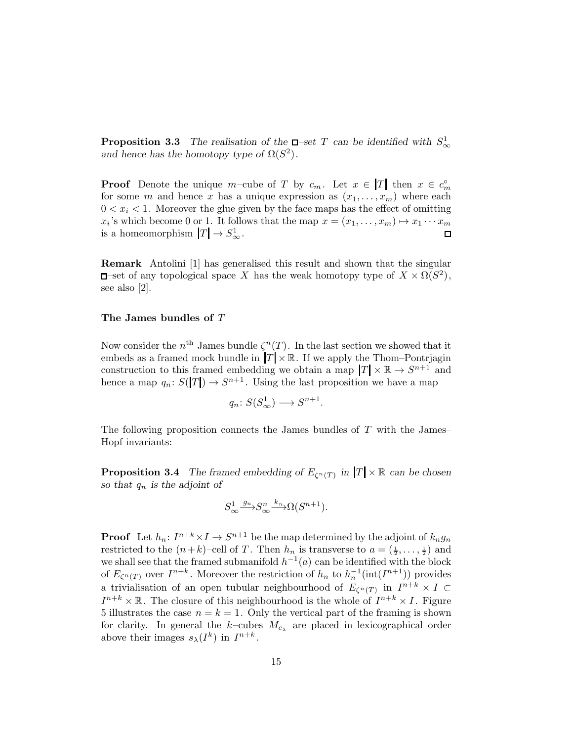**Proposition 3.3** *The realisation of the* $\square$*–set* $T$ *can be identified with* $S^1_\infty$ *and hence has the homotopy type of* $\Omega(S^2)$.

**Proof** Denote the unique $m$–cube of $T$ by $c_m$. Let $x \in |T|$ then $x \in c^\circ_m$ for some $m$ and hence $x$ has a unique expression as $(x_1, \dots, x_m)$ where each $0 < x_i < 1$. Moreover the glue given by the face maps has the effect of omitting $x_i$'s which become 0 or 1. It follows that the map $x = (x_1, \dots, x_m) \mapsto x_1 \cdots x_m$ is a homeomorphism $|T| \to S^1_\infty$. $\square$

**Remark** Antolini [1] has generalised this result and shown that the singular $\square$–set of any topological space $X$ has the weak homotopy type of $X \times \Omega(S^2)$, see also [2].

### The James bundles of $T$

Now consider the $n^{\text{th}}$ James bundle $\zeta^n(T)$. In the last section we showed that it embeds as a framed mock bundle in $|T| \times \mathbb{R}$. If we apply the Thom–Pontrjagin construction to this framed embedding we obtain a map $|T| \times \mathbb{R} \to S^{n+1}$ and hence a map $q_n\colon S(|T|) \to S^{n+1}$. Using the last proposition we have a map

$$q_n\colon S(S^1_\infty) \longrightarrow S^{n+1}.$$

The following proposition connects the James bundles of $T$ with the James–Hopf invariants:

**Proposition 3.4** *The framed embedding of* $E_{\zeta^n(T)}$ *in* $|T| \times \mathbb{R}$ *can be chosen so that* $q_n$ *is the adjoint of*

$$S^1_\infty \xrightarrow{g_n} S^n_\infty \xrightarrow{k_n} \Omega(S^{n+1}).$$

**Proof** Let $h_n\colon I^{n+k} \times I \to S^{n+1}$ be the map determined by the adjoint of $k_n g_n$ restricted to the $(n+k)$–cell of $T$. Then $h_n$ is transverse to $a = (\frac{1}{2}, \dots, \frac{1}{2})$ and we shall see that the framed submanifold $h^{-1}(a)$ can be identified with the block of $E_{\zeta^n(T)}$ over $I^{n+k}$. Moreover the restriction of $h_n$ to $h_n^{-1}(\text{int}(I^{n+1}))$ provides a trivialisation of an open tubular neighbourhood of $E_{\zeta^n(T)}$ in $I^{n+k} \times I \subset I^{n+k} \times \mathbb{R}$. The closure of this neighbourhood is the whole of $I^{n+k} \times I$. Figure 5 illustrates the case $n = k = 1$. Only the vertical part of the framing is shown for clarity. In general the $k$–cubes $M_{c_\lambda}$ are placed in lexicographical order above their images $s_\lambda(I^k)$ in $I^{n+k}$.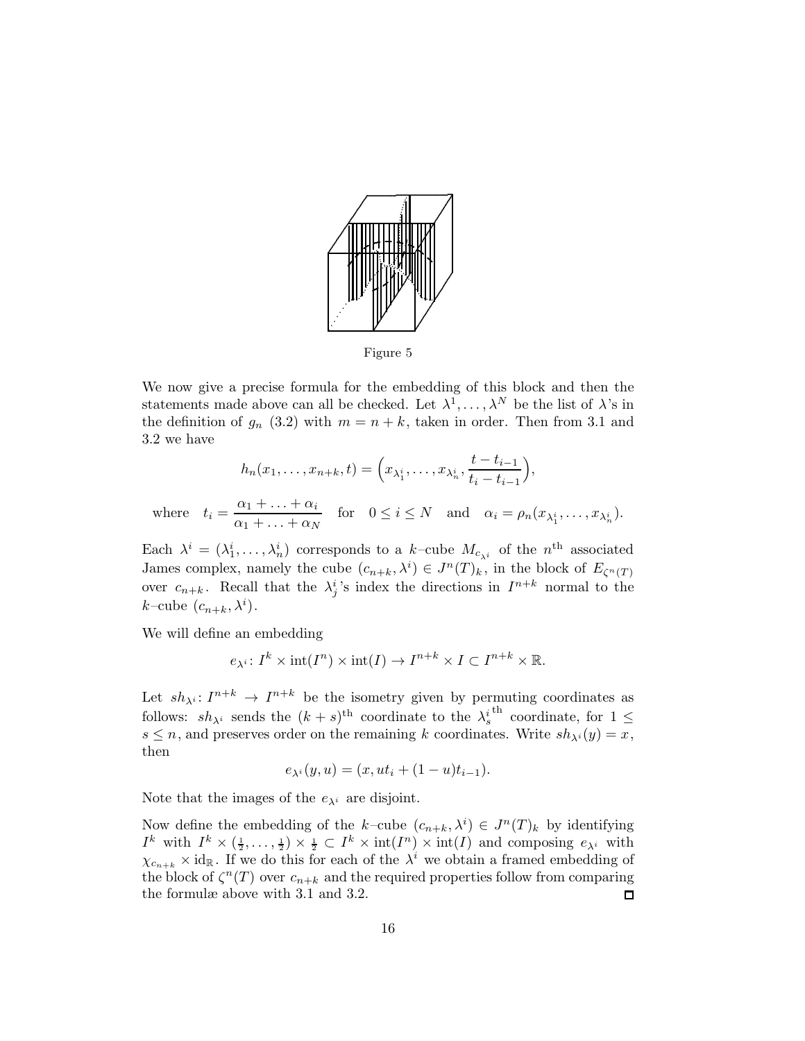Figure 5

We now give a precise formula for the embedding of this block and then the statements made above can all be checked. Let $\lambda^1, \ldots, \lambda^N$ be the list of $\lambda$'s in the definition of $g_n$ (3.2) with $m = n + k$, taken in order. Then from 3.1 and 3.2 we have

$$h_n(x_1, \ldots, x_{n+k}, t) = \Big( x_{\lambda^i_1}, \ldots, x_{\lambda^i_n}, \frac{t - t_{i-1}}{t_i - t_{i-1}} \Big),$$

$$\text{where} \quad t_i = \frac{\alpha_1 + \ldots + \alpha_i}{\alpha_1 + \ldots + \alpha_N} \quad \text{for} \quad 0 \leq i \leq N \quad \text{and} \quad \alpha_i = \rho_n(x_{\lambda^i_1}, \ldots, x_{\lambda^i_n}).$$

Each $\lambda^i = (\lambda^i_1, \ldots, \lambda^i_n)$ corresponds to a $k$–cube $M_{c_{\lambda^i}}$ of the $n^{\text{th}}$ associated James complex, namely the cube $(c_{n+k}, \lambda^i) \in J^n(T)_k$, in the block of $E_{\zeta^n(T)}$ over $c_{n+k}$. Recall that the $\lambda^i_j$'s index the directions in $I^{n+k}$ normal to the $k$–cube $(c_{n+k}, \lambda^i)$.

We will define an embedding

$$e_{\lambda^i} \colon I^k \times \operatorname{int}(I^n) \times \operatorname{int}(I) \to I^{n+k} \times I \subset I^{n+k} \times \mathbb{R}.$$

Let $sh_{\lambda^i} \colon I^{n+k} \to I^{n+k}$ be the isometry given by permuting coordinates as follows: $sh_{\lambda^i}$ sends the $(k+s)^{\text{th}}$ coordinate to the ${\lambda^i_s}^{\text{th}}$ coordinate, for $1 \leq s \leq n$, and preserves order on the remaining $k$ coordinates. Write $sh_{\lambda^i}(y) = x$, then

$$e_{\lambda^i}(y, u) = (x, ut_i + (1-u)t_{i-1}).$$

Note that the images of the $e_{\lambda^i}$ are disjoint.

Now define the embedding of the $k$–cube $(c_{n+k}, \lambda^i) \in J^n(T)_k$ by identifying $I^k$ with $I^k \times (\frac{1}{2}, \ldots, \frac{1}{2}) \times \frac{1}{2} \subset I^k \times \operatorname{int}(I^n) \times \operatorname{int}(I)$ and composing $e_{\lambda^i}$ with $\chi_{c_{n+k}} \times \mathrm{id}_{\mathbb{R}}$. If we do this for each of the $\lambda^i$ we obtain a framed embedding of the block of $\zeta^n(T)$ over $c_{n+k}$ and the required properties follow from comparing the formulæ above with 3.1 and 3.2. □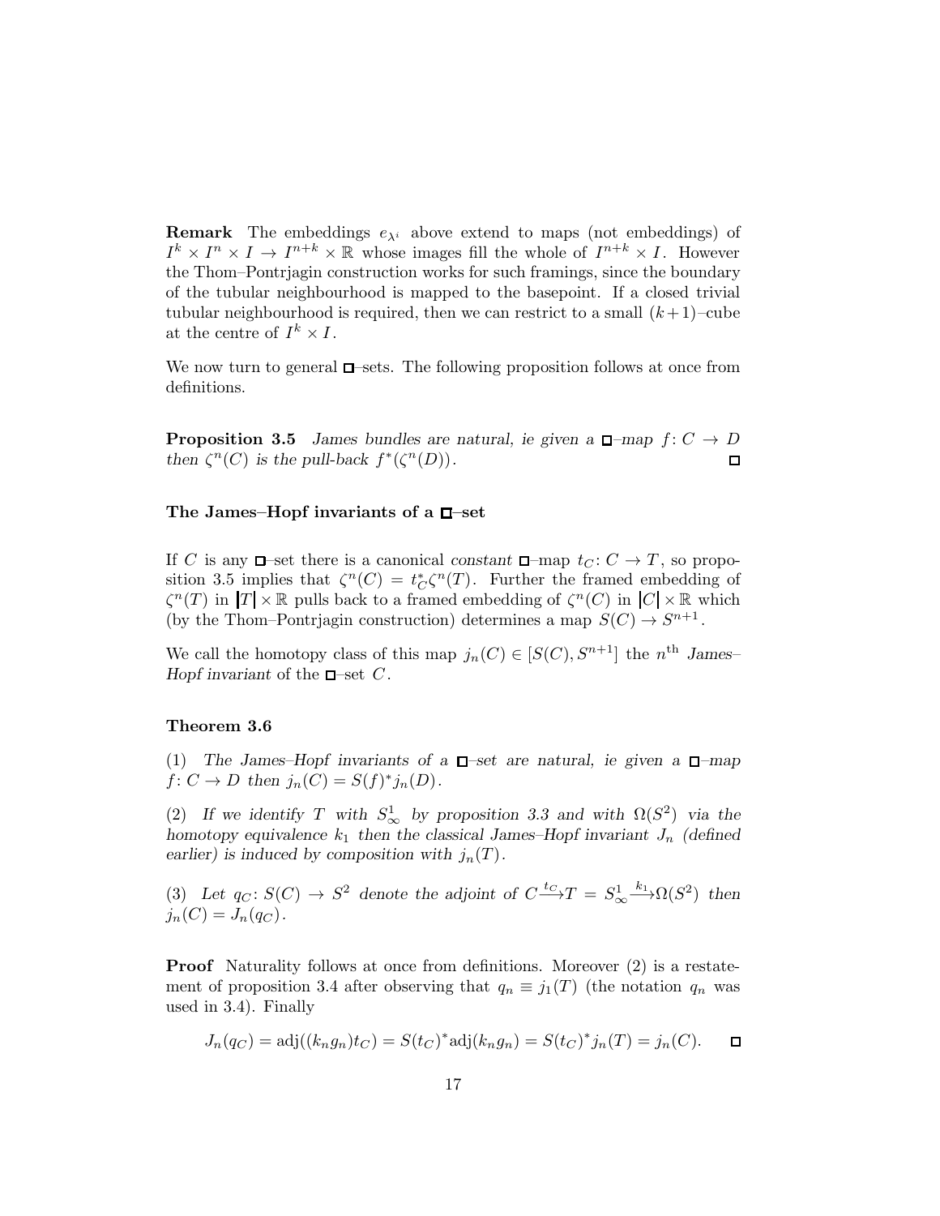**Remark** The embeddings $e_{\lambda^i}$ above extend to maps (not embeddings) of $I^k \times I^n \times I \to I^{n+k} \times \mathbb{R}$ whose images fill the whole of $I^{n+k} \times I$. However the Thom–Pontrjagin construction works for such framings, since the boundary of the tubular neighbourhood is mapped to the basepoint. If a closed trivial tubular neighbourhood is required, then we can restrict to a small $(k+1)$–cube at the centre of $I^k \times I$.

We now turn to general $\square$–sets. The following proposition follows at once from definitions.

**Proposition 3.5** *James bundles are natural, ie given a* $\square$*–map* $f\colon C \to D$ *then* $\zeta^n(C)$ *is the pull-back* $f^*(\zeta^n(D))$. $\square$

### The James–Hopf invariants of a $\square$–set

If $C$ is any $\square$–set there is a canonical *constant* $\square$–map $t_C\colon C \to T$, so proposition 3.5 implies that $\zeta^n(C) = t_C^*\zeta^n(T)$. Further the framed embedding of $\zeta^n(T)$ in $|T| \times \mathbb{R}$ pulls back to a framed embedding of $\zeta^n(C)$ in $|C| \times \mathbb{R}$ which (by the Thom–Pontrjagin construction) determines a map $S(C) \to S^{n+1}$.

We call the homotopy class of this map $j_n(C) \in [S(C), S^{n+1}]$ the $n^{\text{th}}$ *James–Hopf invariant* of the $\square$–set $C$.

**Theorem 3.6**

(1) *The James–Hopf invariants of a* $\square$*–set are natural, ie given a* $\square$*–map* $f\colon C \to D$ *then* $j_n(C) = S(f)^* j_n(D)$.

(2) *If we identify* $T$ *with* $S^1_\infty$ *by proposition 3.3 and with* $\Omega(S^2)$ *via the homotopy equivalence* $k_1$ *then the classical James–Hopf invariant* $J_n$ *(defined earlier) is induced by composition with* $j_n(T)$.

(3) *Let* $q_C\colon S(C) \to S^2$ *denote the adjoint of* $C \xrightarrow{t_C} T = S^1_\infty \xrightarrow{k_1} \Omega(S^2)$ *then* $j_n(C) = J_n(q_C)$.

**Proof** Naturality follows at once from definitions. Moreover (2) is a restatement of proposition 3.4 after observing that $q_n \equiv j_1(T)$ (the notation $q_n$ was used in 3.4). Finally

$$J_n(q_C) = \operatorname{adj}((k_n g_n) t_C) = S(t_C)^* \operatorname{adj}(k_n g_n) = S(t_C)^* j_n(T) = j_n(C). \qquad \square$$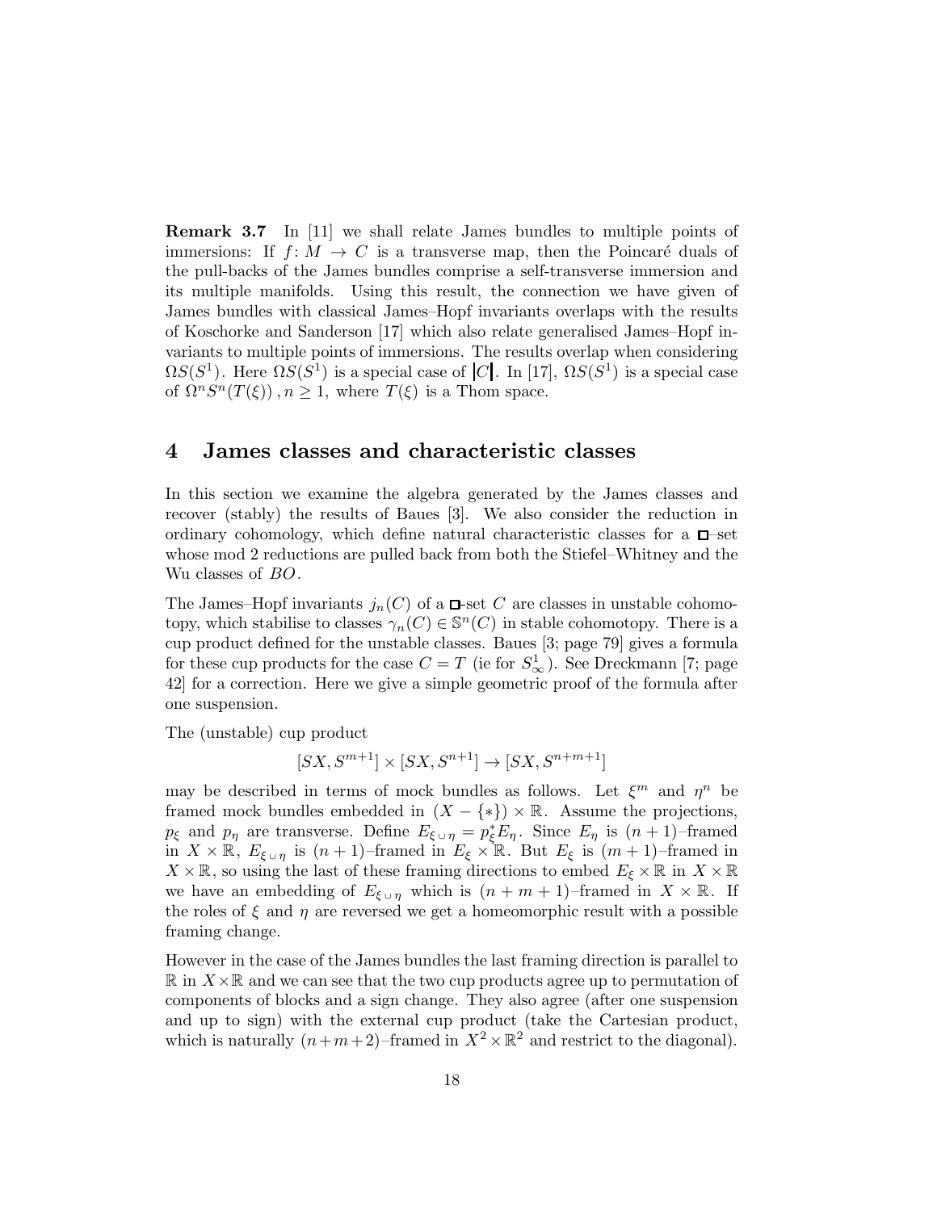**Remark 3.7** In [11] we shall relate James bundles to multiple points of immersions: If $f\colon M \to C$ is a transverse map, then the Poincaré duals of the pull-backs of the James bundles comprise a self-transverse immersion and its multiple manifolds. Using this result, the connection we have given of James bundles with classical James–Hopf invariants overlaps with the results of Koschorke and Sanderson [17] which also relate generalised James–Hopf invariants to multiple points of immersions. The results overlap when considering $\Omega S(S^1)$. Here $\Omega S(S^1)$ is a special case of $|C|$. In [17], $\Omega S(S^1)$ is a special case of $\Omega^n S^n(T(\xi))\,, n \geq 1$, where $T(\xi)$ is a Thom space.

## 4 James classes and characteristic classes

In this section we examine the algebra generated by the James classes and recover (stably) the results of Baues [3]. We also consider the reduction in ordinary cohomology, which define natural characteristic classes for a $\square$–set whose mod 2 reductions are pulled back from both the Stiefel–Whitney and the Wu classes of $BO$.

The James–Hopf invariants $j_n(C)$ of a $\square$-set $C$ are classes in unstable cohomotopy, which stabilise to classes $\gamma_n(C) \in \mathbb{S}^n(C)$ in stable cohomotopy. There is a cup product defined for the unstable classes. Baues [3; page 79] gives a formula for these cup products for the case $C = T$ (ie for $S^1_\infty$). See Dreckmann [7; page 42] for a correction. Here we give a simple geometric proof of the formula after one suspension.

The (unstable) cup product

$$[SX, S^{m+1}] \times [SX, S^{n+1}] \to [SX, S^{n+m+1}]$$

may be described in terms of mock bundles as follows. Let $\xi^m$ and $\eta^n$ be framed mock bundles embedded in $(X - \{*\}) \times \mathbb{R}$. Assume the projections, $p_\xi$ and $p_\eta$ are transverse. Define $E_{\xi \cup \eta} = p_\xi^* E_\eta$. Since $E_\eta$ is $(n+1)$–framed in $X \times \mathbb{R}$, $E_{\xi \cup \eta}$ is $(n+1)$–framed in $E_\xi \times \mathbb{R}$. But $E_\xi$ is $(m+1)$–framed in $X \times \mathbb{R}$, so using the last of these framing directions to embed $E_\xi \times \mathbb{R}$ in $X \times \mathbb{R}$ we have an embedding of $E_{\xi \cup \eta}$ which is $(n+m+1)$–framed in $X \times \mathbb{R}$. If the roles of $\xi$ and $\eta$ are reversed we get a homeomorphic result with a possible framing change.

However in the case of the James bundles the last framing direction is parallel to $\mathbb{R}$ in $X \times \mathbb{R}$ and we can see that the two cup products agree up to permutation of components of blocks and a sign change. They also agree (after one suspension and up to sign) with the external cup product (take the Cartesian product, which is naturally $(n+m+2)$–framed in $X^2 \times \mathbb{R}^2$ and restrict to the diagonal).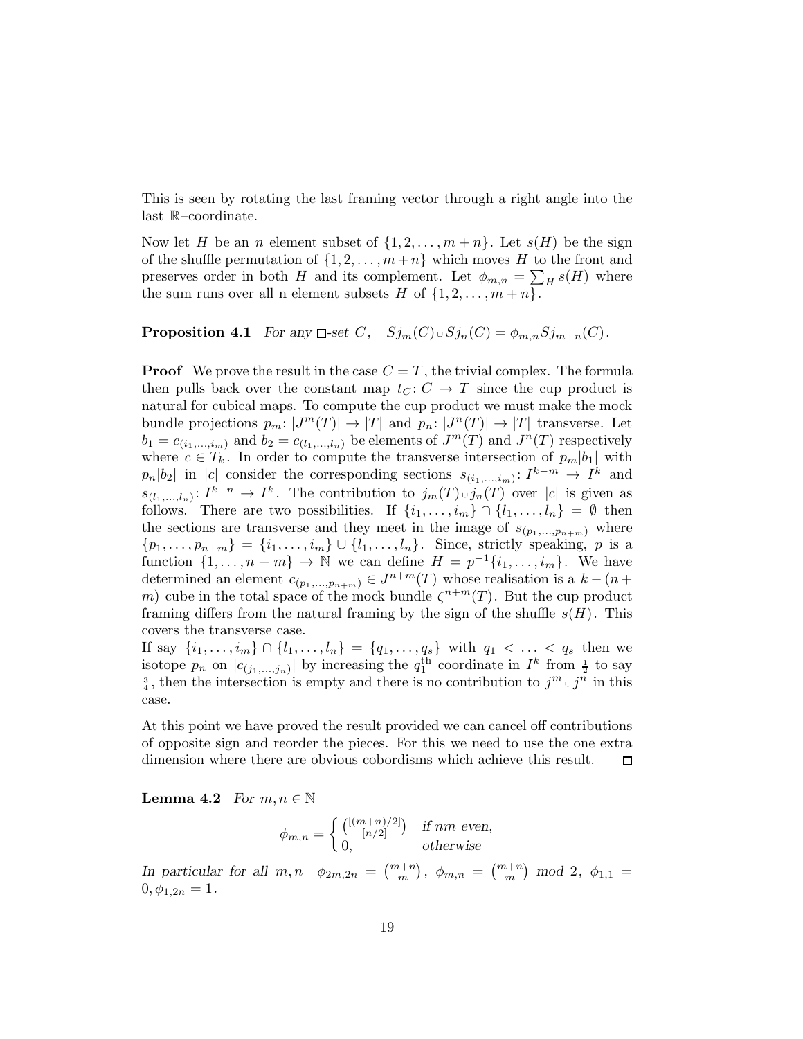This is seen by rotating the last framing vector through a right angle into the last $\mathbb{R}$–coordinate.

Now let $H$ be an $n$ element subset of $\{1, 2, \ldots, m+n\}$. Let $s(H)$ be the sign of the shuffle permutation of $\{1, 2, \ldots, m+n\}$ which moves $H$ to the front and preserves order in both $H$ and its complement. Let $\phi_{m,n} = \sum_H s(H)$ where the sum runs over all n element subsets $H$ of $\{1, 2, \ldots, m+n\}$.

**Proposition 4.1** *For any* $\square$*-set* $C$*,* $\quad Sj_m(C) \cup Sj_n(C) = \phi_{m,n} Sj_{m+n}(C)$.

**Proof** We prove the result in the case $C = T$, the trivial complex. The formula then pulls back over the constant map $t_C \colon C \to T$ since the cup product is natural for cubical maps. To compute the cup product we must make the mock bundle projections $p_m \colon |J^m(T)| \to |T|$ and $p_n \colon |J^n(T)| \to |T|$ transverse. Let $b_1 = c_{(i_1,\ldots,i_m)}$ and $b_2 = c_{(l_1,\ldots,l_n)}$ be elements of $J^m(T)$ and $J^n(T)$ respectively where $c \in T_k$. In order to compute the transverse intersection of $p_m|b_1|$ with $p_n|b_2|$ in $|c|$ consider the corresponding sections $s_{(i_1,\ldots,i_m)} \colon I^{k-m} \to I^k$ and $s_{(l_1,\ldots,l_n)} \colon I^{k-n} \to I^k$. The contribution to $j_m(T) \cup j_n(T)$ over $|c|$ is given as follows. There are two possibilities. If $\{i_1, \ldots, i_m\} \cap \{l_1, \ldots, l_n\} = \emptyset$ then the sections are transverse and they meet in the image of $s_{(p_1,\ldots,p_{n+m})}$ where $\{p_1, \ldots, p_{n+m}\} = \{i_1, \ldots, i_m\} \cup \{l_1, \ldots, l_n\}$. Since, strictly speaking, $p$ is a function $\{1, \ldots, n+m\} \to \mathbb{N}$ we can define $H = p^{-1}\{i_1, \ldots, i_m\}$. We have determined an element $c_{(p_1,\ldots,p_{n+m})} \in J^{n+m}(T)$ whose realisation is a $k-(n+m)$ cube in the total space of the mock bundle $\zeta^{n+m}(T)$. But the cup product framing differs from the natural framing by the sign of the shuffle $s(H)$. This covers the transverse case.
If say $\{i_1, \ldots, i_m\} \cap \{l_1, \ldots, l_n\} = \{q_1, \ldots, q_s\}$ with $q_1 < \ldots < q_s$ then we isotope $p_n$ on $|c_{(j_1,\ldots,j_n)}|$ by increasing the $q_1^{\text{th}}$ coordinate in $I^k$ from $\frac{1}{2}$ to say $\frac{3}{4}$, then the intersection is empty and there is no contribution to $j^m \cup j^n$ in this case.

At this point we have proved the result provided we can cancel off contributions of opposite sign and reorder the pieces. For this we need to use the one extra dimension where there are obvious cobordisms which achieve this result. $\square$

**Lemma 4.2** *For* $m, n \in \mathbb{N}$

$$\phi_{m,n} = \begin{cases} \binom{[(m+n)/2]}{[n/2]} & \text{if } nm \text{ even,} \\ 0, & \text{otherwise} \end{cases}$$

*In particular for all* $m, n \quad \phi_{2m,2n} = \binom{m+n}{m}$, $\phi_{m,n} = \binom{m+n}{m}$ *mod* 2, $\phi_{1,1} = 0, \phi_{1,2n} = 1$.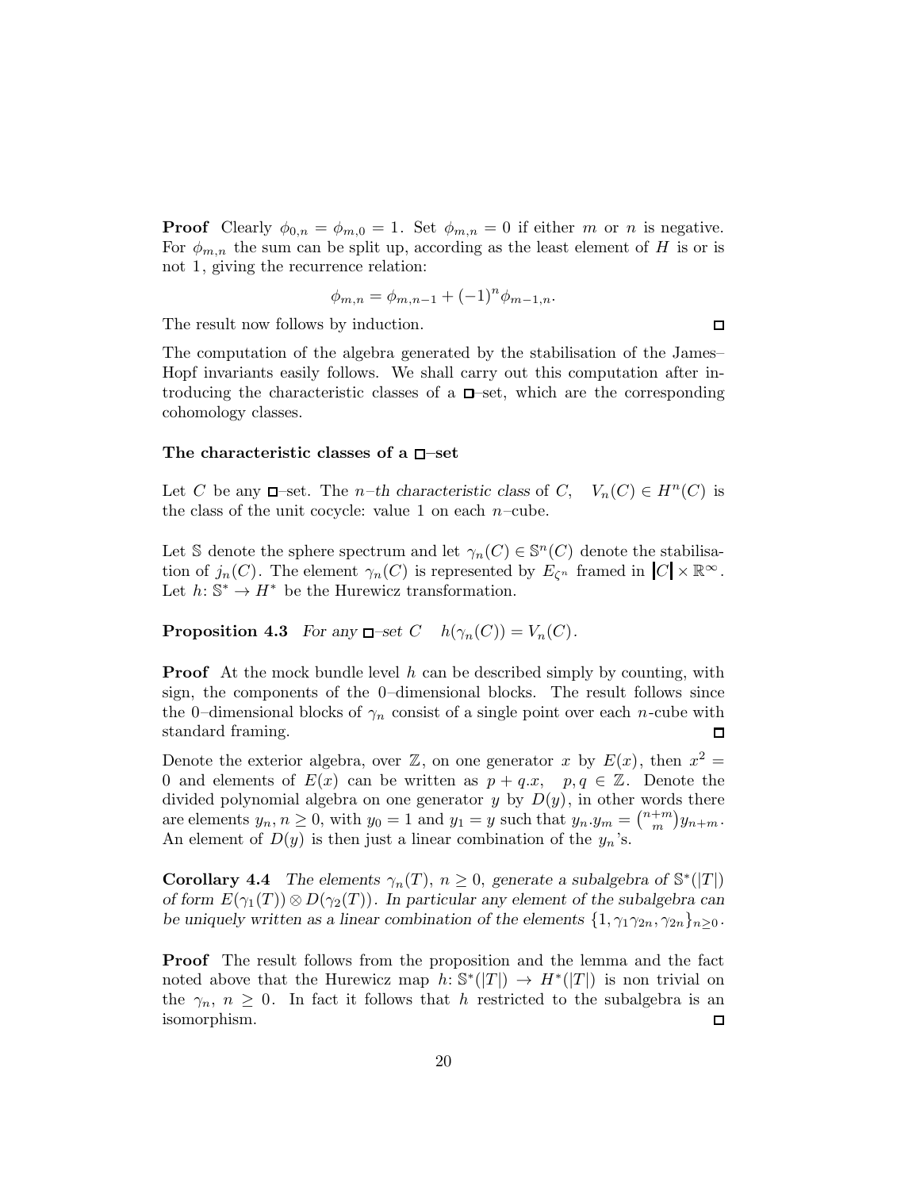**Proof** Clearly $\phi_{0,n} = \phi_{m,0} = 1$. Set $\phi_{m,n} = 0$ if either $m$ or $n$ is negative. For $\phi_{m,n}$ the sum can be split up, according as the least element of $H$ is or is not 1, giving the recurrence relation:

$$\phi_{m,n} = \phi_{m,n-1} + (-1)^n \phi_{m-1,n}.$$

The result now follows by induction. □

The computation of the algebra generated by the stabilisation of the James–Hopf invariants easily follows. We shall carry out this computation after introducing the characteristic classes of a □–set, which are the corresponding cohomology classes.

### The characteristic classes of a □–set

Let $C$ be any □–set. The *n–th characteristic class* of $C$, $\quad V_n(C) \in H^n(C)$ is the class of the unit cocycle: value 1 on each $n$–cube.

Let $\mathbb{S}$ denote the sphere spectrum and let $\gamma_n(C) \in \mathbb{S}^n(C)$ denote the stabilisation of $j_n(C)$. The element $\gamma_n(C)$ is represented by $E_{\zeta^n}$ framed in $|C| \times \mathbb{R}^\infty$. Let $h\colon \mathbb{S}^* \to H^*$ be the Hurewicz transformation.

**Proposition 4.3** *For any □–set $C \quad h(\gamma_n(C)) = V_n(C)$.*

**Proof** At the mock bundle level $h$ can be described simply by counting, with sign, the components of the 0–dimensional blocks. The result follows since the 0–dimensional blocks of $\gamma_n$ consist of a single point over each $n$-cube with standard framing. □

Denote the exterior algebra, over $\mathbb{Z}$, on one generator $x$ by $E(x)$, then $x^2 = 0$ and elements of $E(x)$ can be written as $p + q.x, \quad p, q \in \mathbb{Z}$. Denote the divided polynomial algebra on one generator $y$ by $D(y)$, in other words there are elements $y_n, n \geq 0$, with $y_0 = 1$ and $y_1 = y$ such that $y_n.y_m = \binom{n+m}{m} y_{n+m}$. An element of $D(y)$ is then just a linear combination of the $y_n$'s.

**Corollary 4.4** *The elements $\gamma_n(T)$, $n \geq 0$, generate a subalgebra of $\mathbb{S}^*(|T|)$ of form $E(\gamma_1(T)) \otimes D(\gamma_2(T))$. In particular any element of the subalgebra can be uniquely written as a linear combination of the elements $\{1, \gamma_1\gamma_{2n}, \gamma_{2n}\}_{n\geq 0}$.*

**Proof** The result follows from the proposition and the lemma and the fact noted above that the Hurewicz map $h\colon \mathbb{S}^*(|T|) \to H^*(|T|)$ is non trivial on the $\gamma_n$, $n \geq 0$. In fact it follows that $h$ restricted to the subalgebra is an isomorphism. □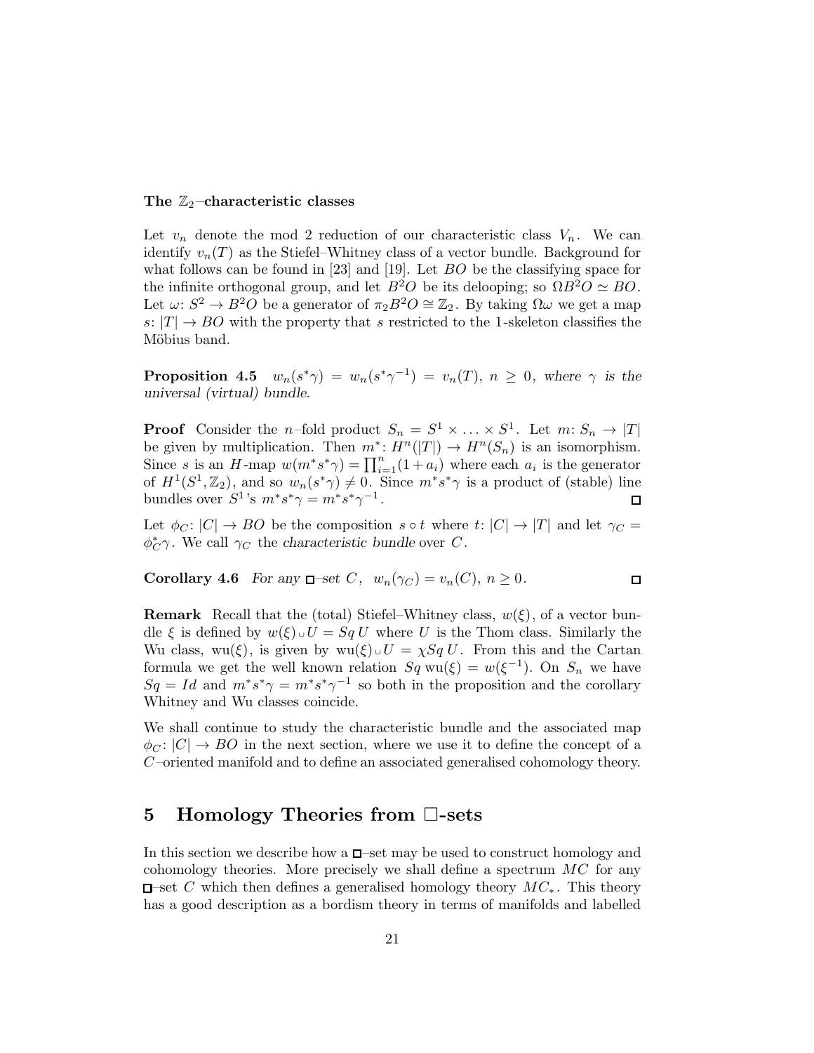**The $\mathbb{Z}_2$–characteristic classes**

Let $v_n$ denote the mod 2 reduction of our characteristic class $V_n$. We can identify $v_n(T)$ as the Stiefel–Whitney class of a vector bundle. Background for what follows can be found in [23] and [19]. Let $BO$ be the classifying space for the infinite orthogonal group, and let $B^2O$ be its delooping; so $\Omega B^2 O \simeq BO$. Let $\omega\colon S^2 \to B^2O$ be a generator of $\pi_2 B^2 O \cong \mathbb{Z}_2$. By taking $\Omega\omega$ we get a map $s\colon |T| \to BO$ with the property that $s$ restricted to the 1-skeleton classifies the Möbius band.

**Proposition 4.5** *$w_n(s^*\gamma) = w_n(s^*\gamma^{-1}) = v_n(T)$, $n \geq 0$, where $\gamma$ is the universal (virtual) bundle.*

**Proof** Consider the $n$–fold product $S_n = S^1 \times \ldots \times S^1$. Let $m\colon S_n \to |T|$ be given by multiplication. Then $m^*\colon H^n(|T|) \to H^n(S_n)$ is an isomorphism. Since $s$ is an $H$-map $w(m^*s^*\gamma) = \prod_{i=1}^n (1 + a_i)$ where each $a_i$ is the generator of $H^1(S^1, \mathbb{Z}_2)$, and so $w_n(s^*\gamma) \neq 0$. Since $m^*s^*\gamma$ is a product of (stable) line bundles over $S^1$'s $m^*s^*\gamma = m^*s^*\gamma^{-1}$. □

Let $\phi_C\colon |C| \to BO$ be the composition $s \circ t$ where $t\colon |C| \to |T|$ and let $\gamma_C = \phi_C^*\gamma$. We call $\gamma_C$ the *characteristic bundle* over $C$.

**Corollary 4.6** *For any $\square$–set $C$, $w_n(\gamma_C) = v_n(C)$, $n \geq 0$.* □

**Remark** Recall that the (total) Stiefel–Whitney class, $w(\xi)$, of a vector bundle $\xi$ is defined by $w(\xi) \cup U = Sq\, U$ where $U$ is the Thom class. Similarly the Wu class, $\mathrm{wu}(\xi)$, is given by $\mathrm{wu}(\xi) \cup U = \chi Sq\, U$. From this and the Cartan formula we get the well known relation $Sq\, \mathrm{wu}(\xi) = w(\xi^{-1})$. On $S_n$ we have $Sq = Id$ and $m^*s^*\gamma = m^*s^*\gamma^{-1}$ so both in the proposition and the corollary Whitney and Wu classes coincide.

We shall continue to study the characteristic bundle and the associated map $\phi_C\colon |C| \to BO$ in the next section, where we use it to define the concept of a $C$–oriented manifold and to define an associated generalised cohomology theory.

## 5 Homology Theories from $\square$-sets

In this section we describe how a $\square$–set may be used to construct homology and cohomology theories. More precisely we shall define a spectrum $MC$ for any $\square$–set $C$ which then defines a generalised homology theory $MC_*$. This theory has a good description as a bordism theory in terms of manifolds and labelled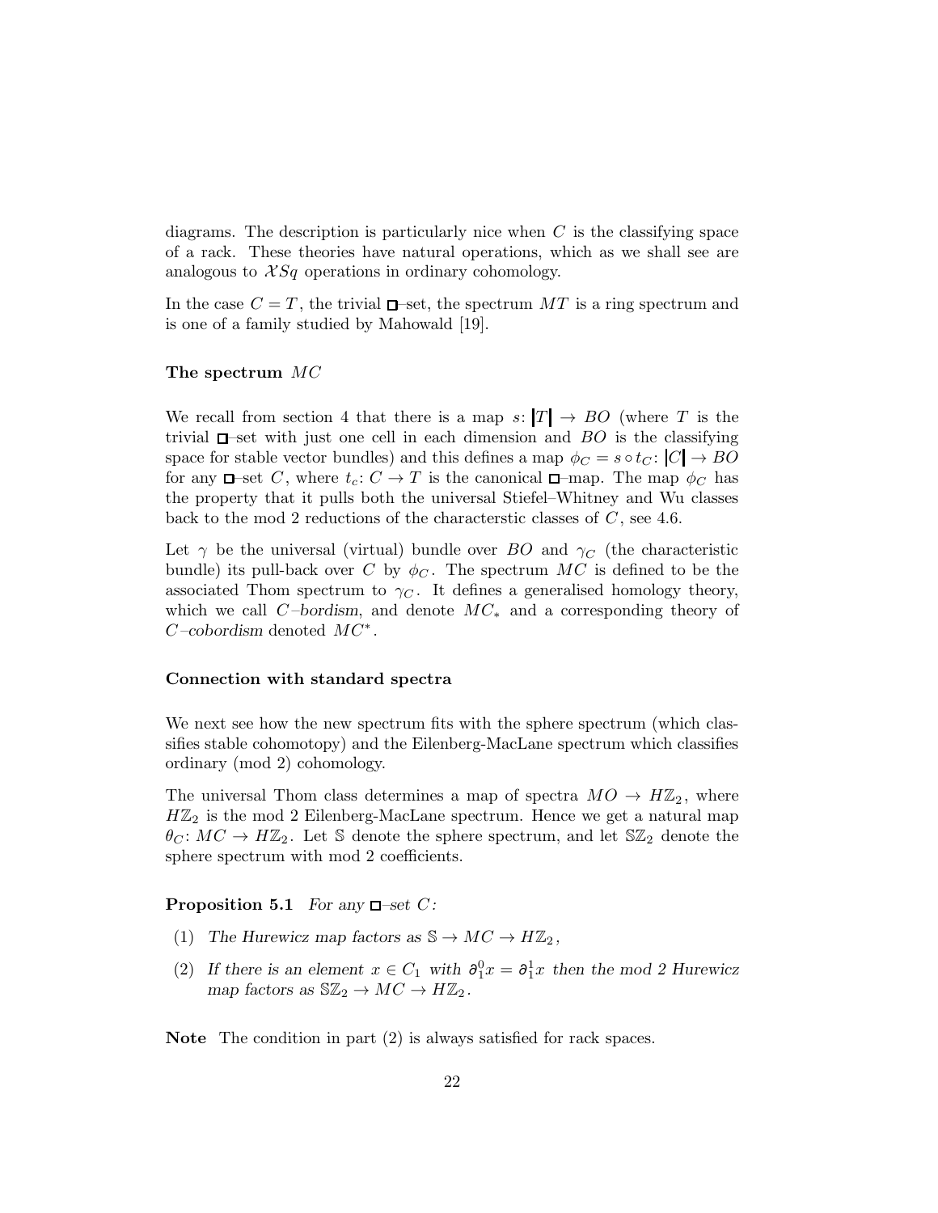diagrams. The description is particularly nice when $C$ is the classifying space of a rack. These theories have natural operations, which as we shall see are analogous to $\mathcal{X}Sq$ operations in ordinary cohomology.

In the case $C = T$, the trivial $\square$–set, the spectrum $MT$ is a ring spectrum and is one of a family studied by Mahowald [19].

### The spectrum $MC$

We recall from section 4 that there is a map $s\colon |T| \to BO$ (where $T$ is the trivial $\square$–set with just one cell in each dimension and $BO$ is the classifying space for stable vector bundles) and this defines a map $\phi_C = s \circ t_C\colon |C| \to BO$ for any $\square$–set $C$, where $t_c\colon C \to T$ is the canonical $\square$–map. The map $\phi_C$ has the property that it pulls both the universal Stiefel–Whitney and Wu classes back to the mod 2 reductions of the characterstic classes of $C$, see 4.6.

Let $\gamma$ be the universal (virtual) bundle over $BO$ and $\gamma_C$ (the characteristic bundle) its pull-back over $C$ by $\phi_C$. The spectrum $MC$ is defined to be the associated Thom spectrum to $\gamma_C$. It defines a generalised homology theory, which we call *$C$–bordism*, and denote $MC_*$ and a corresponding theory of *$C$–cobordism* denoted $MC^*$.

### Connection with standard spectra

We next see how the new spectrum fits with the sphere spectrum (which classifies stable cohomotopy) and the Eilenberg-MacLane spectrum which classifies ordinary (mod 2) cohomology.

The universal Thom class determines a map of spectra $MO \to H\mathbb{Z}_2$, where $H\mathbb{Z}_2$ is the mod 2 Eilenberg-MacLane spectrum. Hence we get a natural map $\theta_C\colon MC \to H\mathbb{Z}_2$. Let $\mathbb{S}$ denote the sphere spectrum, and let $\mathbb{S}\mathbb{Z}_2$ denote the sphere spectrum with mod 2 coefficients.

**Proposition 5.1** *For any $\square$–set $C$:*

1. *The Hurewicz map factors as $\mathbb{S} \to MC \to H\mathbb{Z}_2$,*
2. *If there is an element $x \in C_1$ with $\partial_1^0 x = \partial_1^1 x$ then the mod 2 Hurewicz map factors as $\mathbb{S}\mathbb{Z}_2 \to MC \to H\mathbb{Z}_2$.*

**Note** The condition in part (2) is always satisfied for rack spaces.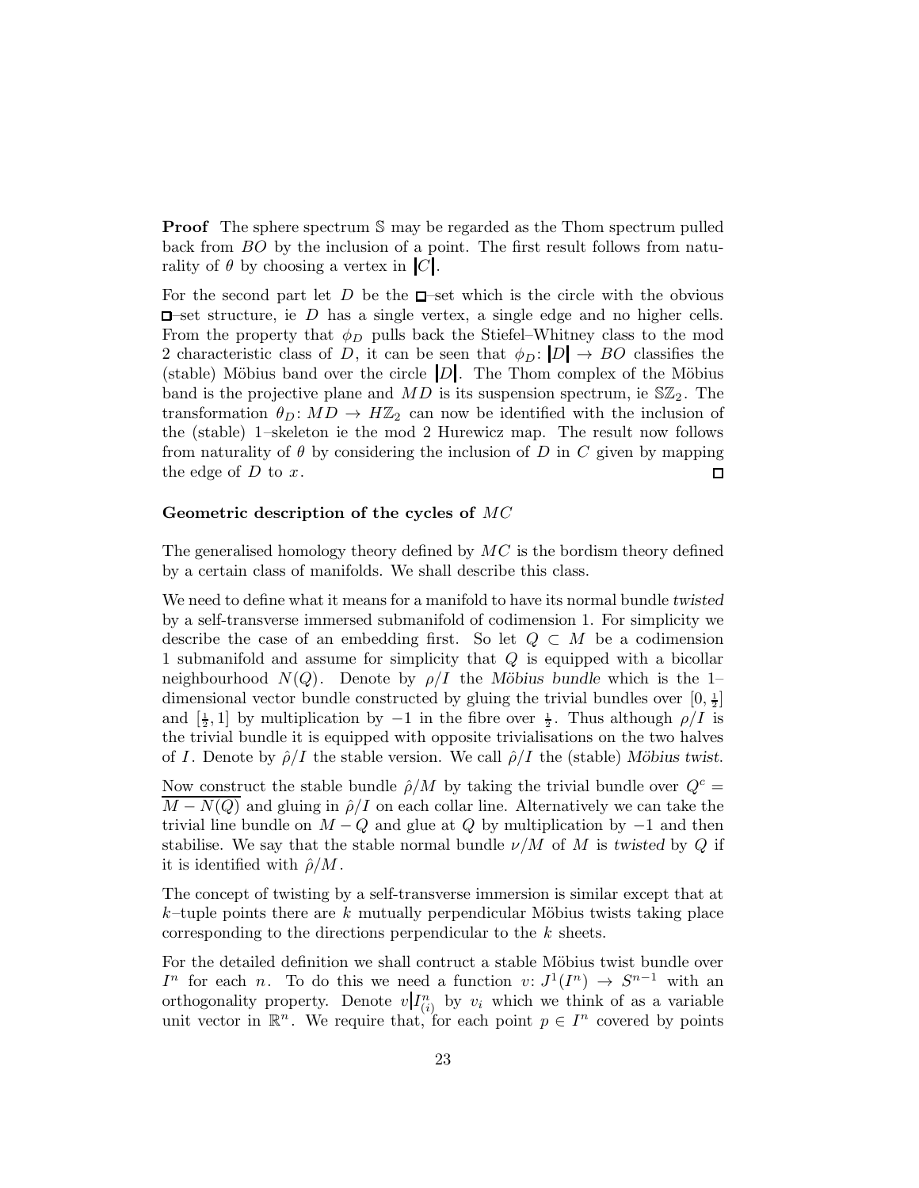**Proof** The sphere spectrum $\mathbb{S}$ may be regarded as the Thom spectrum pulled back from $BO$ by the inclusion of a point. The first result follows from naturality of $\theta$ by choosing a vertex in $|C|$.

For the second part let $D$ be the $\square$–set which is the circle with the obvious $\square$–set structure, ie $D$ has a single vertex, a single edge and no higher cells. From the property that $\phi_D$ pulls back the Stiefel–Whitney class to the mod 2 characteristic class of $D$, it can be seen that $\phi_D\colon |D| \to BO$ classifies the (stable) Möbius band over the circle $|D|$. The Thom complex of the Möbius band is the projective plane and $MD$ is its suspension spectrum, ie $\mathbb{S}\mathbb{Z}_2$. The transformation $\theta_D\colon MD \to H\mathbb{Z}_2$ can now be identified with the inclusion of the (stable) 1–skeleton ie the mod 2 Hurewicz map. The result now follows from naturality of $\theta$ by considering the inclusion of $D$ in $C$ given by mapping the edge of $D$ to $x$. $\square$

### Geometric description of the cycles of $MC$

The generalised homology theory defined by $MC$ is the bordism theory defined by a certain class of manifolds. We shall describe this class.

We need to define what it means for a manifold to have its normal bundle *twisted* by a self-transverse immersed submanifold of codimension 1. For simplicity we describe the case of an embedding first. So let $Q \subset M$ be a codimension 1 submanifold and assume for simplicity that $Q$ is equipped with a bicollar neighbourhood $N(Q)$. Denote by $\rho/I$ the *Möbius bundle* which is the 1–dimensional vector bundle constructed by gluing the trivial bundles over $[0, \frac{1}{2}]$ and $[\frac{1}{2}, 1]$ by multiplication by $-1$ in the fibre over $\frac{1}{2}$. Thus although $\rho/I$ is the trivial bundle it is equipped with opposite trivialisations on the two halves of $I$. Denote by $\hat{\rho}/I$ the stable version. We call $\hat{\rho}/I$ the (stable) *Möbius twist*.

Now construct the stable bundle $\hat{\rho}/M$ by taking the trivial bundle over $Q^c = \overline{M - N(Q)}$ and gluing in $\hat{\rho}/I$ on each collar line. Alternatively we can take the trivial line bundle on $M - Q$ and glue at $Q$ by multiplication by $-1$ and then stabilise. We say that the stable normal bundle $\nu/M$ of $M$ is *twisted* by $Q$ if it is identified with $\hat{\rho}/M$.

The concept of twisting by a self-transverse immersion is similar except that at $k$–tuple points there are $k$ mutually perpendicular Möbius twists taking place corresponding to the directions perpendicular to the $k$ sheets.

For the detailed definition we shall contruct a stable Möbius twist bundle over $I^n$ for each $n$. To do this we need a function $v\colon J^1(I^n) \to S^{n-1}$ with an orthogonality property. Denote $v|I^n_{(i)}$ by $v_i$ which we think of as a variable unit vector in $\mathbb{R}^n$. We require that, for each point $p \in I^n$ covered by points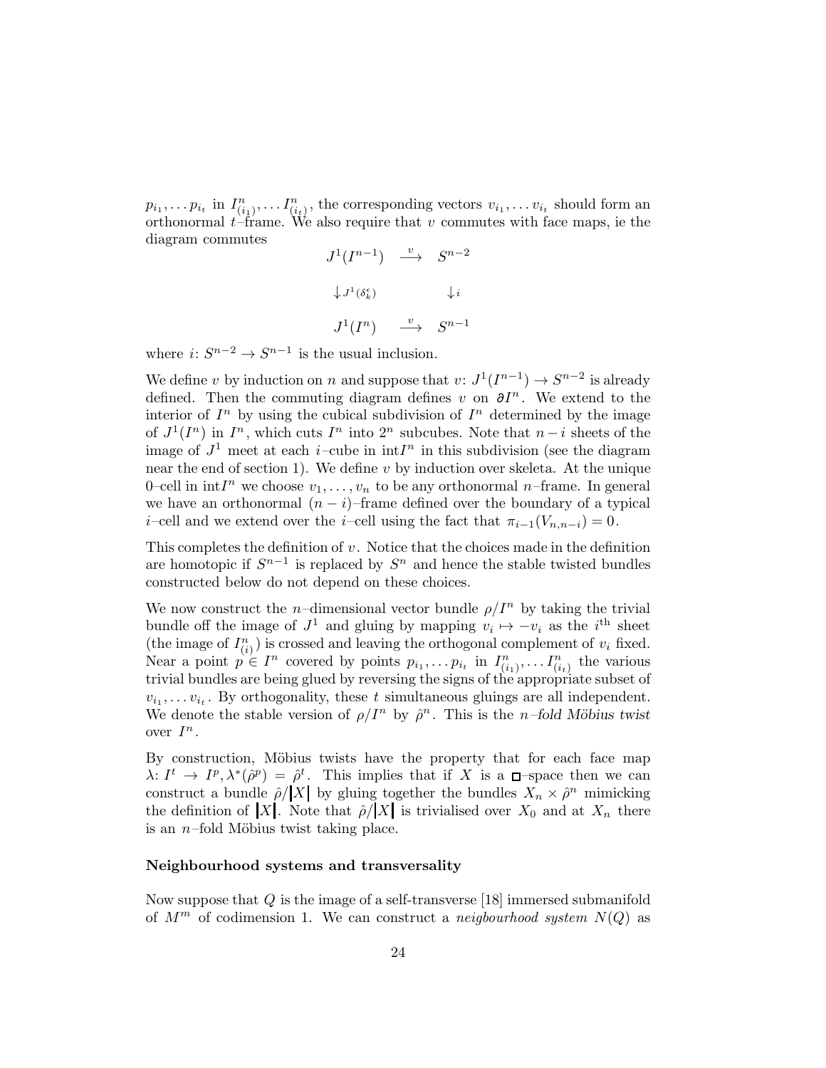$p_{i_1}, \dots p_{i_t}$ in $I^n_{(i_1)}, \dots I^n_{(i_t)}$, the corresponding vectors $v_{i_1}, \dots v_{i_t}$ should form an orthonormal $t$–frame. We also require that $v$ commutes with face maps, ie the diagram commutes

$$\begin{array}{ccc} J^1(I^{n-1}) & \xrightarrow{v} & S^{n-2} \\ \downarrow{\scriptstyle J^1(\delta_k^\varepsilon)} & & \downarrow{\scriptstyle i} \\ J^1(I^n) & \xrightarrow{v} & S^{n-1} \end{array}$$

where $i: S^{n-2} \to S^{n-1}$ is the usual inclusion.

We define $v$ by induction on $n$ and suppose that $v: J^1(I^{n-1}) \to S^{n-2}$ is already defined. Then the commuting diagram defines $v$ on $\partial I^n$. We extend to the interior of $I^n$ by using the cubical subdivision of $I^n$ determined by the image of $J^1(I^n)$ in $I^n$, which cuts $I^n$ into $2^n$ subcubes. Note that $n-i$ sheets of the image of $J^1$ meet at each $i$–cube in $\mathrm{int} I^n$ in this subdivision (see the diagram near the end of section 1). We define $v$ by induction over skeleta. At the unique 0–cell in $\mathrm{int} I^n$ we choose $v_1, \dots, v_n$ to be any orthonormal $n$–frame. In general we have an orthonormal $(n-i)$–frame defined over the boundary of a typical $i$–cell and we extend over the $i$–cell using the fact that $\pi_{i-1}(V_{n,n-i}) = 0$.

This completes the definition of $v$. Notice that the choices made in the definition are homotopic if $S^{n-1}$ is replaced by $S^n$ and hence the stable twisted bundles constructed below do not depend on these choices.

We now construct the $n$–dimensional vector bundle $\rho/I^n$ by taking the trivial bundle off the image of $J^1$ and gluing by mapping $v_i \mapsto -v_i$ as the $i^{\text{th}}$ sheet (the image of $I^n_{(i)}$) is crossed and leaving the orthogonal complement of $v_i$ fixed. Near a point $p \in I^n$ covered by points $p_{i_1}, \dots p_{i_t}$ in $I^n_{(i_1)}, \dots I^n_{(i_t)}$ the various trivial bundles are being glued by reversing the signs of the appropriate subset of $v_{i_1}, \dots v_{i_t}$. By orthogonality, these $t$ simultaneous gluings are all independent. We denote the stable version of $\rho/I^n$ by $\hat{\rho}^n$. This is the *$n$–fold Möbius twist* over $I^n$.

By construction, Möbius twists have the property that for each face map $\lambda: I^t \to I^p, \lambda^*(\hat{\rho}^p) = \hat{\rho}^t$. This implies that if $X$ is a $\square$–space then we can construct a bundle $\hat{\rho}/|X|$ by gluing together the bundles $X_n \times \hat{\rho}^n$ mimicking the definition of $|X|$. Note that $\hat{\rho}/|X|$ is trivialised over $X_0$ and at $X_n$ there is an $n$–fold Möbius twist taking place.

### Neighbourhood systems and transversality

Now suppose that $Q$ is the image of a self-transverse [18] immersed submanifold of $M^m$ of codimension 1. We can construct a *neigbourhood system* $N(Q)$ as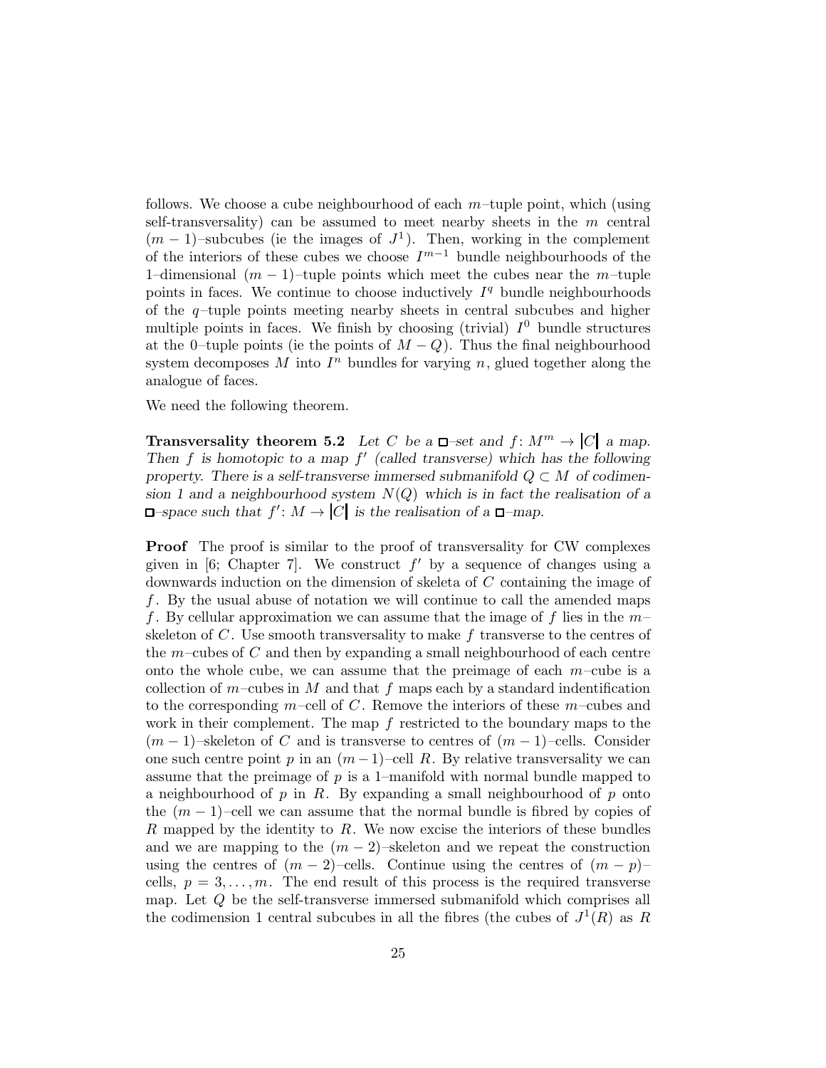follows. We choose a cube neighbourhood of each $m$–tuple point, which (using self-transversality) can be assumed to meet nearby sheets in the $m$ central $(m-1)$–subcubes (ie the images of $J^1$). Then, working in the complement of the interiors of these cubes we choose $I^{m-1}$ bundle neighbourhoods of the 1–dimensional $(m-1)$–tuple points which meet the cubes near the $m$–tuple points in faces. We continue to choose inductively $I^q$ bundle neighbourhoods of the $q$–tuple points meeting nearby sheets in central subcubes and higher multiple points in faces. We finish by choosing (trivial) $I^0$ bundle structures at the 0–tuple points (ie the points of $M - Q$). Thus the final neighbourhood system decomposes $M$ into $I^n$ bundles for varying $n$, glued together along the analogue of faces.

We need the following theorem.

**Transversality theorem 5.2** *Let $C$ be a $\square$–set and $f\colon M^m \to |C|$ a map. Then $f$ is homotopic to a map $f'$ (called transverse) which has the following property. There is a self-transverse immersed submanifold $Q \subset M$ of codimension 1 and a neighbourhood system $N(Q)$ which is in fact the realisation of a $\square$–space such that $f'\colon M \to |C|$ is the realisation of a $\square$–map.*

**Proof** The proof is similar to the proof of transversality for CW complexes given in [6; Chapter 7]. We construct $f'$ by a sequence of changes using a downwards induction on the dimension of skeleta of $C$ containing the image of $f$. By the usual abuse of notation we will continue to call the amended maps $f$. By cellular approximation we can assume that the image of $f$ lies in the $m$–skeleton of $C$. Use smooth transversality to make $f$ transverse to the centres of the $m$–cubes of $C$ and then by expanding a small neighbourhood of each centre onto the whole cube, we can assume that the preimage of each $m$–cube is a collection of $m$–cubes in $M$ and that $f$ maps each by a standard indentification to the corresponding $m$–cell of $C$. Remove the interiors of these $m$–cubes and work in their complement. The map $f$ restricted to the boundary maps to the $(m-1)$–skeleton of $C$ and is transverse to centres of $(m-1)$–cells. Consider one such centre point $p$ in an $(m-1)$–cell $R$. By relative transversality we can assume that the preimage of $p$ is a 1–manifold with normal bundle mapped to a neighbourhood of $p$ in $R$. By expanding a small neighbourhood of $p$ onto the $(m-1)$–cell we can assume that the normal bundle is fibred by copies of $R$ mapped by the identity to $R$. We now excise the interiors of these bundles and we are mapping to the $(m-2)$–skeleton and we repeat the construction using the centres of $(m-2)$–cells. Continue using the centres of $(m-p)$–cells, $p = 3, \ldots, m$. The end result of this process is the required transverse map. Let $Q$ be the self-transverse immersed submanifold which comprises all the codimension 1 central subcubes in all the fibres (the cubes of $J^1(R)$ as $R$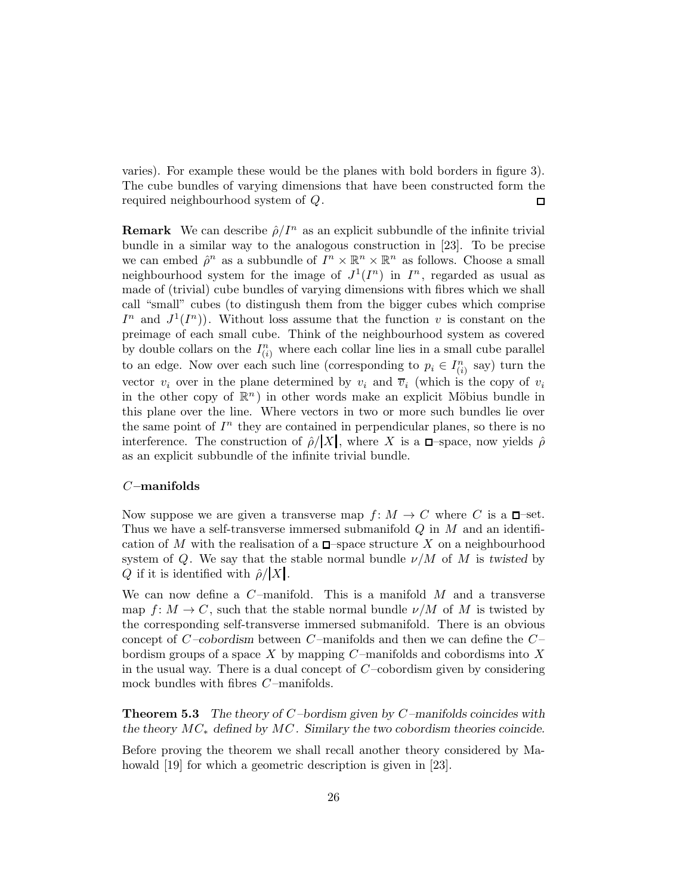varies). For example these would be the planes with bold borders in figure 3). The cube bundles of varying dimensions that have been constructed form the required neighbourhood system of $Q$. $\square$

**Remark** We can describe $\hat{\rho}/I^n$ as an explicit subbundle of the infinite trivial bundle in a similar way to the analogous construction in [23]. To be precise we can embed $\hat{\rho}^n$ as a subbundle of $I^n \times \mathbb{R}^n \times \mathbb{R}^n$ as follows. Choose a small neighbourhood system for the image of $J^1(I^n)$ in $I^n$, regarded as usual as made of (trivial) cube bundles of varying dimensions with fibres which we shall call "small" cubes (to distingush them from the bigger cubes which comprise $I^n$ and $J^1(I^n)$). Without loss assume that the function $v$ is constant on the preimage of each small cube. Think of the neighbourhood system as covered by double collars on the $I^n_{(i)}$ where each collar line lies in a small cube parallel to an edge. Now over each such line (corresponding to $p_i \in I^n_{(i)}$ say) turn the vector $v_i$ over in the plane determined by $v_i$ and $\overline{v}_i$ (which is the copy of $v_i$ in the other copy of $\mathbb{R}^n$) in other words make an explicit Möbius bundle in this plane over the line. Where vectors in two or more such bundles lie over the same point of $I^n$ they are contained in perpendicular planes, so there is no interference. The construction of $\hat{\rho}/|X|$, where $X$ is a $\square$–space, now yields $\hat{\rho}$ as an explicit subbundle of the infinite trivial bundle.

### $C$–manifolds

Now suppose we are given a transverse map $f\colon M \to C$ where $C$ is a $\square$–set. Thus we have a self-transverse immersed submanifold $Q$ in $M$ and an identification of $M$ with the realisation of a $\square$–space structure $X$ on a neighbourhood system of $Q$. We say that the stable normal bundle $\nu/M$ of $M$ is *twisted* by $Q$ if it is identified with $\hat{\rho}/|X|$.

We can now define a $C$–manifold. This is a manifold $M$ and a transverse map $f\colon M \to C$, such that the stable normal bundle $\nu/M$ of $M$ is twisted by the corresponding self-transverse immersed submanifold. There is an obvious concept of *$C$–cobordism* between $C$–manifolds and then we can define the $C$–bordism groups of a space $X$ by mapping $C$–manifolds and cobordisms into $X$ in the usual way. There is a dual concept of $C$–cobordism given by considering mock bundles with fibres $C$–manifolds.

**Theorem 5.3** *The theory of $C$–bordism given by $C$–manifolds coincides with the theory $MC_*$ defined by $MC$. Similary the two cobordism theories coincide.*

Before proving the theorem we shall recall another theory considered by Mahowald [19] for which a geometric description is given in [23].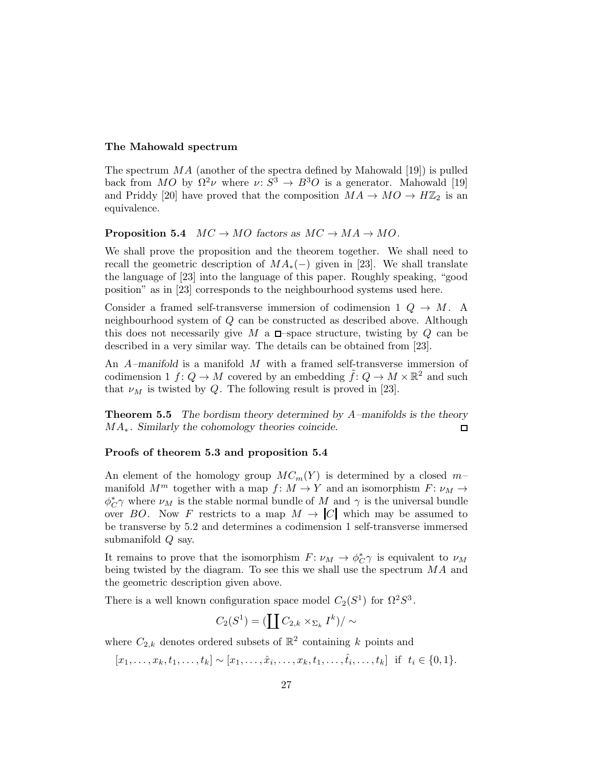**The Mahowald spectrum**

The spectrum $MA$ (another of the spectra defined by Mahowald [19]) is pulled back from $MO$ by $\Omega^2\nu$ where $\nu\colon S^3 \to B^3O$ is a generator. Mahowald [19] and Priddy [20] have proved that the composition $MA \to MO \to H\mathbb{Z}_2$ is an equivalence.

**Proposition 5.4** *$MC \to MO$ factors as $MC \to MA \to MO$.*

We shall prove the proposition and the theorem together. We shall need to recall the geometric description of $MA_*(-)$ given in [23]. We shall translate the language of [23] into the language of this paper. Roughly speaking, "good position" as in [23] corresponds to the neighbourhood systems used here.

Consider a framed self-transverse immersion of codimension 1 $Q \to M$. A neighbourhood system of $Q$ can be constructed as described above. Although this does not necessarily give $M$ a $\square$–space structure, twisting by $Q$ can be described in a very similar way. The details can be obtained from [23].

An *$A$–manifold* is a manifold $M$ with a framed self-transverse immersion of codimension 1 $f\colon Q \to M$ covered by an embedding $\tilde{f}\colon Q \to M \times \mathbb{R}^2$ and such that $\nu_M$ is twisted by $Q$. The following result is proved in [23].

**Theorem 5.5** *The bordism theory determined by $A$–manifolds is the theory $MA_*$. Similarly the cohomology theories coincide.* $\square$

**Proofs of theorem 5.3 and proposition 5.4**

An element of the homology group $MC_m(Y)$ is determined by a closed $m$–manifold $M^m$ together with a map $f\colon M \to Y$ and an isomorphism $F\colon \nu_M \to \phi_C^*\gamma$ where $\nu_M$ is the stable normal bundle of $M$ and $\gamma$ is the universal bundle over $BO$. Now $F$ restricts to a map $M \to |C|$ which may be assumed to be transverse by 5.2 and determines a codimension 1 self-transverse immersed submanifold $Q$ say.

It remains to prove that the isomorphism $F\colon \nu_M \to \phi_C^*\gamma$ is equivalent to $\nu_M$ being twisted by the diagram. To see this we shall use the spectrum $MA$ and the geometric description given above.

There is a well known configuration space model $C_2(S^1)$ for $\Omega^2 S^3$.

$$C_2(S^1) = (\coprod C_{2,k} \times_{\Sigma_k} I^k)/\sim$$

where $C_{2,k}$ denotes ordered subsets of $\mathbb{R}^2$ containing $k$ points and

$$[x_1, \ldots, x_k, t_1, \ldots, t_k] \sim [x_1, \ldots, \hat{x}_i, \ldots, x_k, t_1, \ldots, \hat{t}_i, \ldots, t_k] \text{ if } t_i \in \{0, 1\}.$$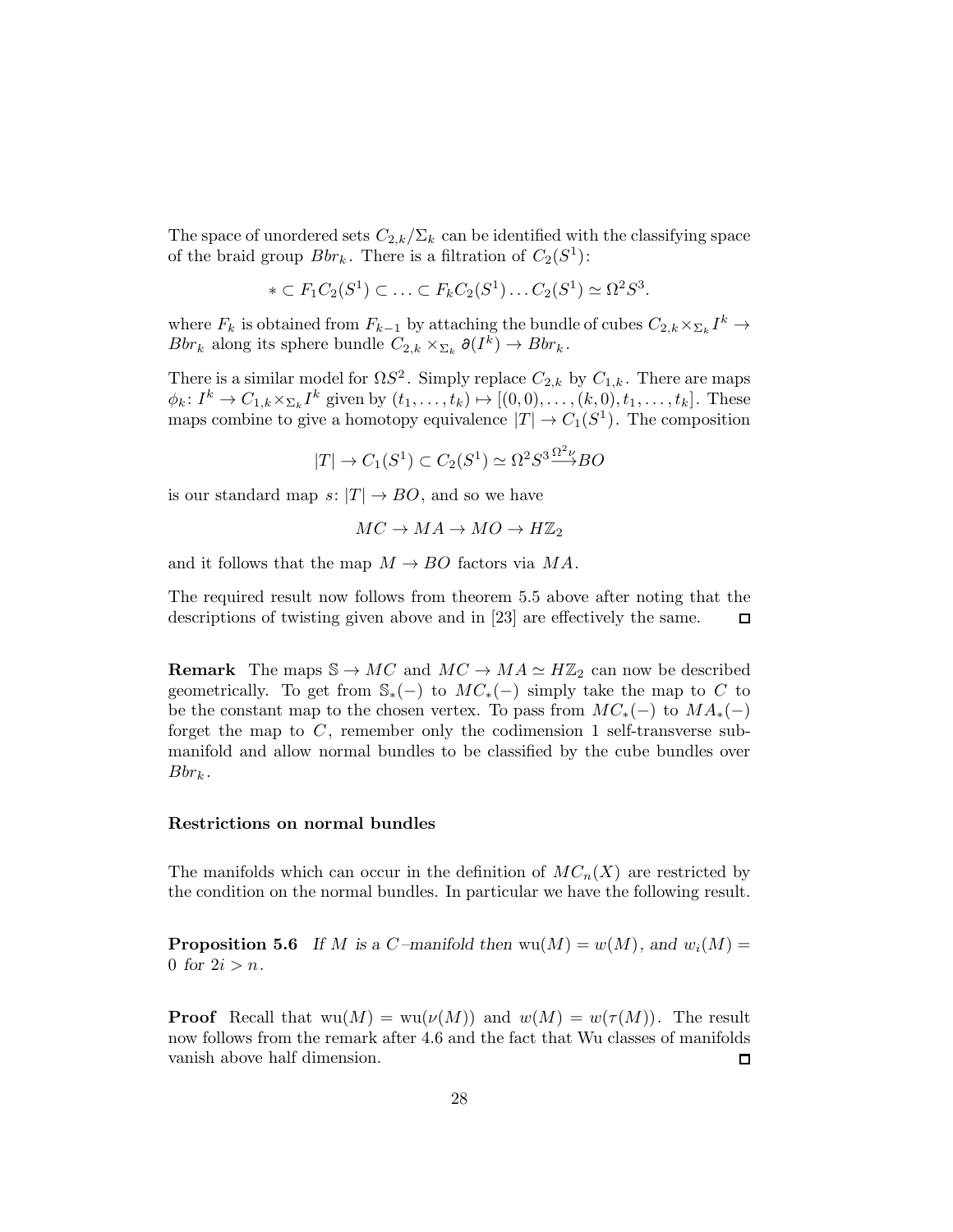The space of unordered sets $C_{2,k}/\Sigma_k$ can be identified with the classifying space of the braid group $Bbr_k$. There is a filtration of $C_2(S^1)$:

$$* \subset F_1 C_2(S^1) \subset \ldots \subset F_k C_2(S^1) \ldots C_2(S^1) \simeq \Omega^2 S^3.$$

where $F_k$ is obtained from $F_{k-1}$ by attaching the bundle of cubes $C_{2,k} \times_{\Sigma_k} I^k \to Bbr_k$ along its sphere bundle $C_{2,k} \times_{\Sigma_k} \partial(I^k) \to Bbr_k$.

There is a similar model for $\Omega S^2$. Simply replace $C_{2,k}$ by $C_{1,k}$. There are maps $\phi_k\colon I^k \to C_{1,k} \times_{\Sigma_k} I^k$ given by $(t_1, \ldots, t_k) \mapsto [(0,0), \ldots, (k,0), t_1, \ldots, t_k]$. These maps combine to give a homotopy equivalence $|T| \to C_1(S^1)$. The composition

$$|T| \to C_1(S^1) \subset C_2(S^1) \simeq \Omega^2 S^3 \xrightarrow{\Omega^2 \nu} BO$$

is our standard map $s\colon |T| \to BO$, and so we have

$$MC \to MA \to MO \to H\mathbb{Z}_2$$

and it follows that the map $M \to BO$ factors via $MA$.

The required result now follows from theorem 5.5 above after noting that the descriptions of twisting given above and in [23] are effectively the same. □

**Remark** The maps $\mathbb{S} \to MC$ and $MC \to MA \simeq H\mathbb{Z}_2$ can now be described geometrically. To get from $\mathbb{S}_*(-)$ to $MC_*(-)$ simply take the map to $C$ to be the constant map to the chosen vertex. To pass from $MC_*(-)$ to $MA_*(-)$ forget the map to $C$, remember only the codimension 1 self-transverse submanifold and allow normal bundles to be classified by the cube bundles over $Bbr_k$.

### Restrictions on normal bundles

The manifolds which can occur in the definition of $MC_n(X)$ are restricted by the condition on the normal bundles. In particular we have the following result.

**Proposition 5.6** *If $M$ is a $C$–manifold then $\mathrm{wu}(M) = w(M)$, and $w_i(M) = 0$ for $2i > n$.*

**Proof** Recall that $\mathrm{wu}(M) = \mathrm{wu}(\nu(M))$ and $w(M) = w(\tau(M))$. The result now follows from the remark after 4.6 and the fact that Wu classes of manifolds vanish above half dimension. □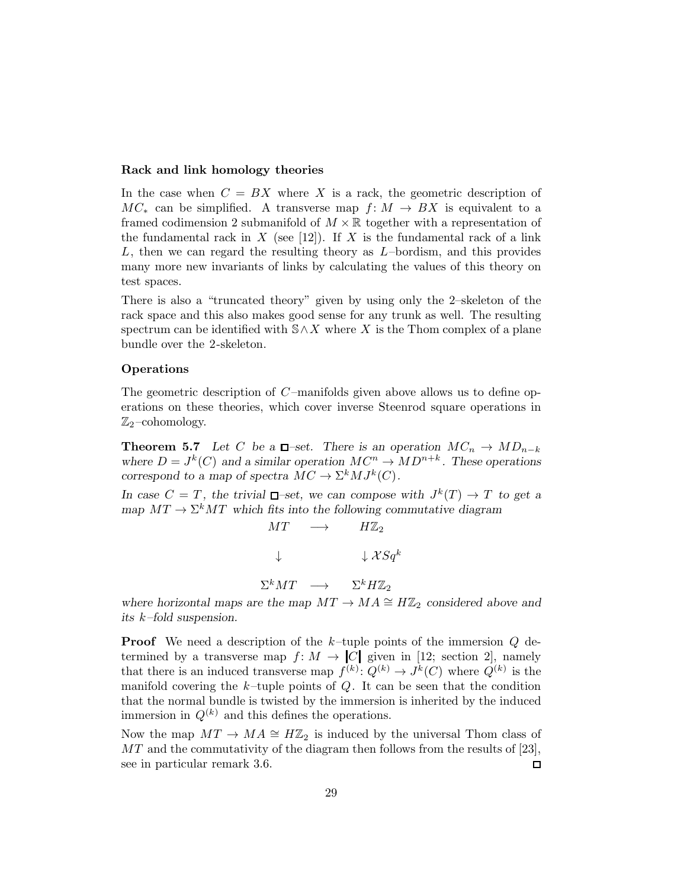**Rack and link homology theories**

In the case when $C = BX$ where $X$ is a rack, the geometric description of $MC_*$ can be simplified. A transverse map $f\colon M \to BX$ is equivalent to a framed codimension 2 submanifold of $M \times \mathbb{R}$ together with a representation of the fundamental rack in $X$ (see [12]). If $X$ is the fundamental rack of a link $L$, then we can regard the resulting theory as $L$–bordism, and this provides many more new invariants of links by calculating the values of this theory on test spaces.

There is also a "truncated theory" given by using only the 2–skeleton of the rack space and this also makes good sense for any trunk as well. The resulting spectrum can be identified with $\mathbb{S} \wedge X$ where $X$ is the Thom complex of a plane bundle over the 2-skeleton.

**Operations**

The geometric description of $C$–manifolds given above allows us to define operations on these theories, which cover inverse Steenrod square operations in $\mathbb{Z}_2$–cohomology.

**Theorem 5.7** *Let $C$ be a $\square$–set. There is an operation $MC_n \to MD_{n-k}$ where $D = J^k(C)$ and a similar operation $MC^n \to MD^{n+k}$. These operations correspond to a map of spectra $MC \to \Sigma^k MJ^k(C)$.*

*In case $C = T$, the trivial $\square$–set, we can compose with $J^k(T) \to T$ to get a map $MT \to \Sigma^k MT$ which fits into the following commutative diagram*

$$\begin{array}{ccc} MT & \longrightarrow & H\mathbb{Z}_2 \\ \downarrow & & \downarrow \mathcal{X}Sq^k \\ \Sigma^k MT & \longrightarrow & \Sigma^k H\mathbb{Z}_2 \end{array}$$

*where horizontal maps are the map $MT \to MA \cong H\mathbb{Z}_2$ considered above and its $k$–fold suspension.*

**Proof** We need a description of the $k$–tuple points of the immersion $Q$ determined by a transverse map $f\colon M \to |C|$ given in [12; section 2], namely that there is an induced transverse map $f^{(k)}\colon Q^{(k)} \to J^k(C)$ where $Q^{(k)}$ is the manifold covering the $k$–tuple points of $Q$. It can be seen that the condition that the normal bundle is twisted by the immersion is inherited by the induced immersion in $Q^{(k)}$ and this defines the operations.

Now the map $MT \to MA \cong H\mathbb{Z}_2$ is induced by the universal Thom class of $MT$ and the commutativity of the diagram then follows from the results of [23], see in particular remark 3.6. $\square$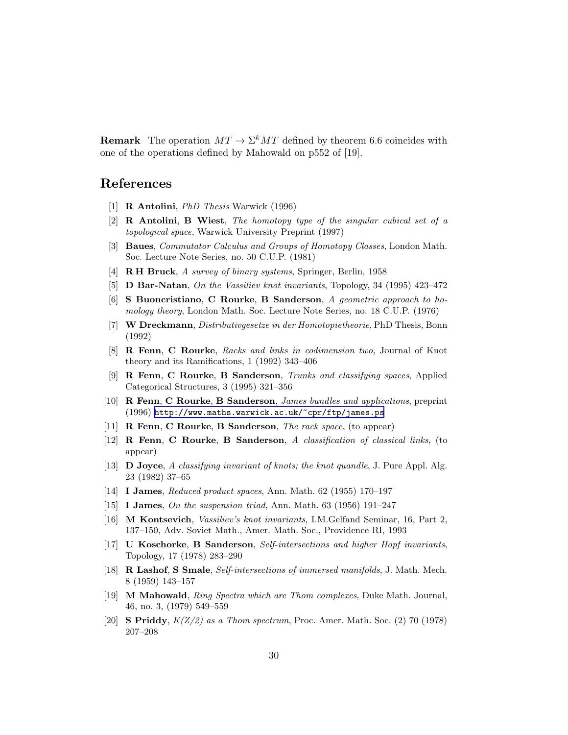**Remark** The operation $MT \to \Sigma^k MT$ defined by theorem 6.6 coincides with one of the operations defined by Mahowald on p552 of [19].

## References

[1] **R Antolini**, *PhD Thesis* Warwick (1996)

[2] **R Antolini**, **B Wiest**, *The homotopy type of the singular cubical set of a topological space*, Warwick University Preprint (1997)

[3] **Baues**, *Commutator Calculus and Groups of Homotopy Classes*, London Math. Soc. Lecture Note Series, no. 50 C.U.P. (1981)

[4] **R H Bruck**, *A survey of binary systems*, Springer, Berlin, 1958

[5] **D Bar-Natan**, *On the Vassiliev knot invariants*, Topology, 34 (1995) 423–472

[6] **S Buoncristiano**, **C Rourke**, **B Sanderson**, *A geometric approach to homology theory*, London Math. Soc. Lecture Note Series, no. 18 C.U.P. (1976)

[7] **W Dreckmann**, *Distributivgesetze in der Homotopietheorie*, PhD Thesis, Bonn (1992)

[8] **R Fenn**, **C Rourke**, *Racks and links in codimension two*, Journal of Knot theory and its Ramifications, 1 (1992) 343–406

[9] **R Fenn**, **C Rourke**, **B Sanderson**, *Trunks and classifying spaces*, Applied Categorical Structures, 3 (1995) 321–356

[10] **R Fenn**, **C Rourke**, **B Sanderson**, *James bundles and applications*, preprint (1996) http://www.maths.warwick.ac.uk/~cpr/ftp/james.ps

[11] **R Fenn**, **C Rourke**, **B Sanderson**, *The rack space*, (to appear)

[12] **R Fenn**, **C Rourke**, **B Sanderson**, *A classification of classical links*, (to appear)

[13] **D Joyce**, *A classifying invariant of knots; the knot quandle*, J. Pure Appl. Alg. 23 (1982) 37–65

[14] **I James**, *Reduced product spaces*, Ann. Math. 62 (1955) 170–197

[15] **I James**, *On the suspension triad*, Ann. Math. 63 (1956) 191–247

[16] **M Kontsevich**, *Vassiliev's knot invariants*, I.M.Gelfand Seminar, 16, Part 2, 137–150, Adv. Soviet Math., Amer. Math. Soc., Providence RI, 1993

[17] **U Koschorke**, **B Sanderson**, *Self-intersections and higher Hopf invariants*, Topology, 17 (1978) 283–290

[18] **R Lashof**, **S Smale**, *Self-intersections of immersed manifolds*, J. Math. Mech. 8 (1959) 143–157

[19] **M Mahowald**, *Ring Spectra which are Thom complexes*, Duke Math. Journal, 46, no. 3, (1979) 549–559

[20] **S Priddy**, *K(Z/2) as a Thom spectrum*, Proc. Amer. Math. Soc. (2) 70 (1978) 207–208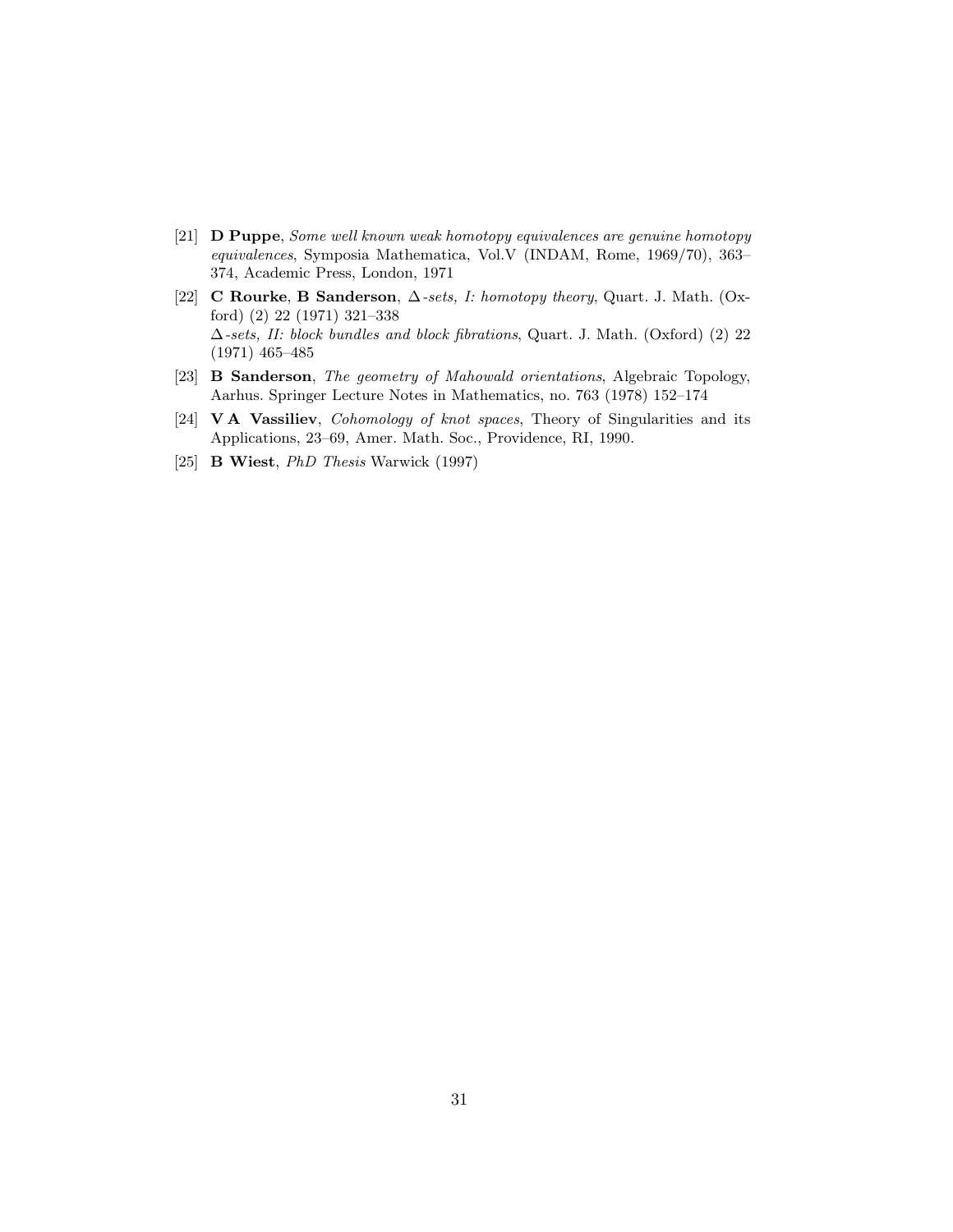[21] **D Puppe**, *Some well known weak homotopy equivalences are genuine homotopy equivalences*, Symposia Mathematica, Vol.V (INDAM, Rome, 1969/70), 363–374, Academic Press, London, 1971

[22] **C Rourke**, **B Sanderson**, *$\Delta$-sets, I: homotopy theory*, Quart. J. Math. (Oxford) (2) 22 (1971) 321–338
*$\Delta$-sets, II: block bundles and block fibrations*, Quart. J. Math. (Oxford) (2) 22 (1971) 465–485

[23] **B Sanderson**, *The geometry of Mahowald orientations*, Algebraic Topology, Aarhus. Springer Lecture Notes in Mathematics, no. 763 (1978) 152–174

[24] **V A Vassiliev**, *Cohomology of knot spaces*, Theory of Singularities and its Applications, 23–69, Amer. Math. Soc., Providence, RI, 1990.

[25] **B Wiest**, *PhD Thesis* Warwick (1997)